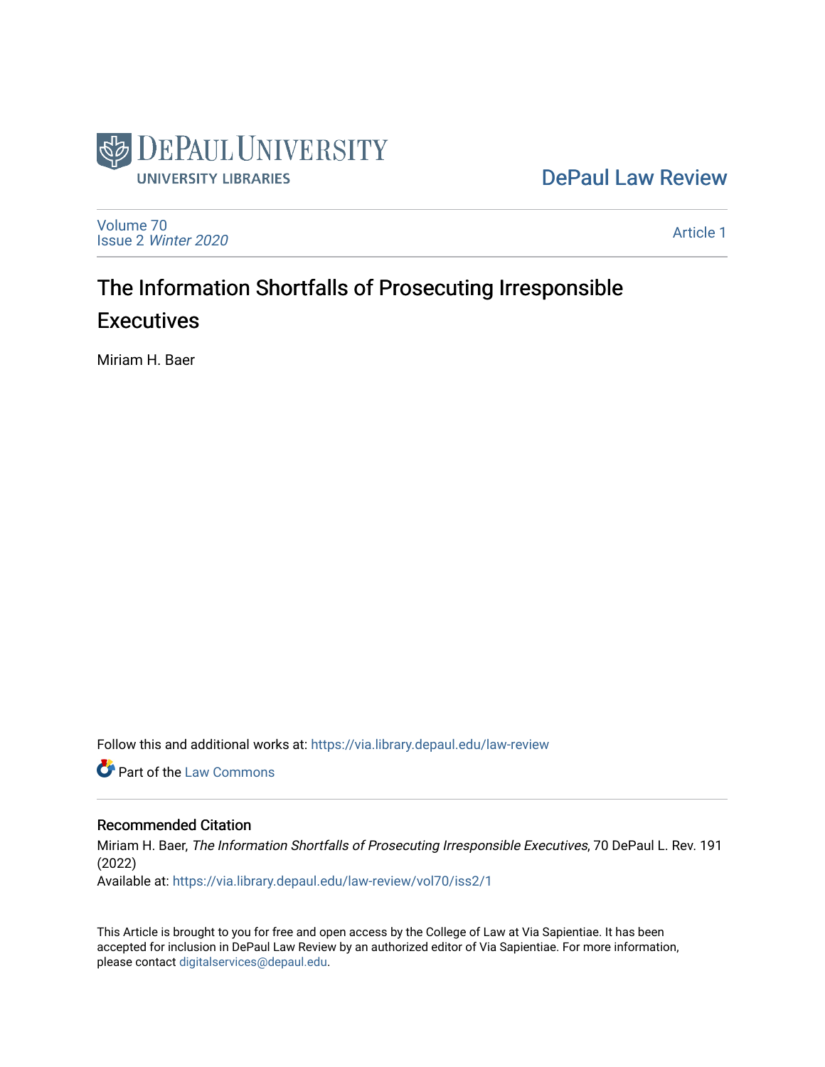DePaul University
University Libraries

DePaul Law Review

Volume 70
Issue 2 *Winter 2020*

Article 1

# The Information Shortfalls of Prosecuting Irresponsible Executives

Miriam H. Baer

Follow this and additional works at: https://via.library.depaul.edu/law-review

Part of the Law Commons

## Recommended Citation

Miriam H. Baer, *The Information Shortfalls of Prosecuting Irresponsible Executives*, 70 DePaul L. Rev. 191 (2022)

Available at: https://via.library.depaul.edu/law-review/vol70/iss2/1

This Article is brought to you for free and open access by the College of Law at Via Sapientiae. It has been accepted for inclusion in DePaul Law Review by an authorized editor of Via Sapientiae. For more information, please contact digitalservices@depaul.edu.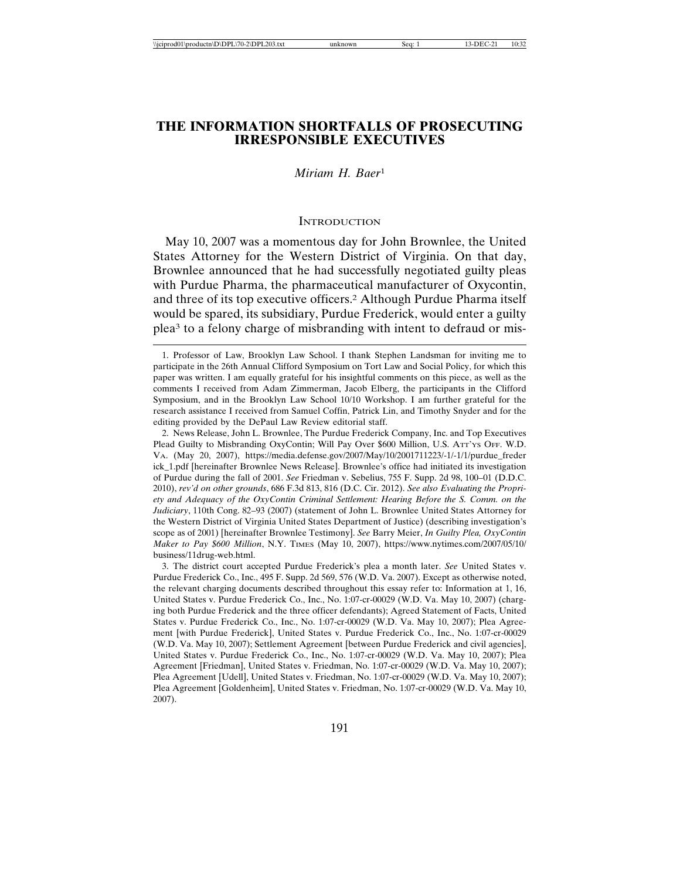# THE INFORMATION SHORTFALLS OF PROSECUTING IRRESPONSIBLE EXECUTIVES

*Miriam H. Baer*[1]

## INTRODUCTION

May 10, 2007 was a momentous day for John Brownlee, the United States Attorney for the Western District of Virginia. On that day, Brownlee announced that he had successfully negotiated guilty pleas with Purdue Pharma, the pharmaceutical manufacturer of Oxycontin, and three of its top executive officers.[2] Although Purdue Pharma itself would be spared, its subsidiary, Purdue Frederick, would enter a guilty plea[3] to a felony charge of misbranding with intent to defraud or mis-

---

1. Professor of Law, Brooklyn Law School. I thank Stephen Landsman for inviting me to participate in the 26th Annual Clifford Symposium on Tort Law and Social Policy, for which this paper was written. I am equally grateful for his insightful comments on this piece, as well as the comments I received from Adam Zimmerman, Jacob Elberg, the participants in the Clifford Symposium, and in the Brooklyn Law School 10/10 Workshop. I am further grateful for the research assistance I received from Samuel Coffin, Patrick Lin, and Timothy Snyder and for the editing provided by the DePaul Law Review editorial staff.

2. News Release, John L. Brownlee, The Purdue Frederick Company, Inc. and Top Executives Plead Guilty to Misbranding OxyContin; Will Pay Over $600 Million, U.S. ATT'YS OFF. W.D. VA. (May 20, 2007), https://media.defense.gov/2007/May/10/2001711223/-1/-1/1/purdue_frederick_1.pdf [hereinafter Brownlee News Release]. Brownlee's office had initiated its investigation of Purdue during the fall of 2001. *See* Friedman v. Sebelius, 755 F. Supp. 2d 98, 100–01 (D.D.C. 2010), *rev'd on other grounds*, 686 F.3d 813, 816 (D.C. Cir. 2012). *See also Evaluating the Propriety and Adequacy of the OxyContin Criminal Settlement: Hearing Before the S. Comm. on the Judiciary*, 110th Cong. 82–93 (2007) (statement of John L. Brownlee United States Attorney for the Western District of Virginia United States Department of Justice) (describing investigation's scope as of 2001) [hereinafter Brownlee Testimony]. *See* Barry Meier, *In Guilty Plea, OxyContin Maker to Pay $600 Million*, N.Y. TIMES (May 10, 2007), https://www.nytimes.com/2007/05/10/business/11drug-web.html.

3. The district court accepted Purdue Frederick's plea a month later. *See* United States v. Purdue Frederick Co., Inc., 495 F. Supp. 2d 569, 576 (W.D. Va. 2007). Except as otherwise noted, the relevant charging documents described throughout this essay refer to: Information at 1, 16, United States v. Purdue Frederick Co., Inc., No. 1:07-cr-00029 (W.D. Va. May 10, 2007) (charging both Purdue Frederick and the three officer defendants); Agreed Statement of Facts, United States v. Purdue Frederick Co., Inc., No. 1:07-cr-00029 (W.D. Va. May 10, 2007); Plea Agreement [with Purdue Frederick], United States v. Purdue Frederick Co., Inc., No. 1:07-cr-00029 (W.D. Va. May 10, 2007); Settlement Agreement [between Purdue Frederick and civil agencies], United States v. Purdue Frederick Co., Inc., No. 1:07-cr-00029 (W.D. Va. May 10, 2007); Plea Agreement [Friedman], United States v. Friedman, No. 1:07-cr-00029 (W.D. Va. May 10, 2007); Plea Agreement [Udell], United States v. Friedman, No. 1:07-cr-00029 (W.D. Va. May 10, 2007); Plea Agreement [Goldenheim], United States v. Friedman, No. 1:07-cr-00029 (W.D. Va. May 10, 2007).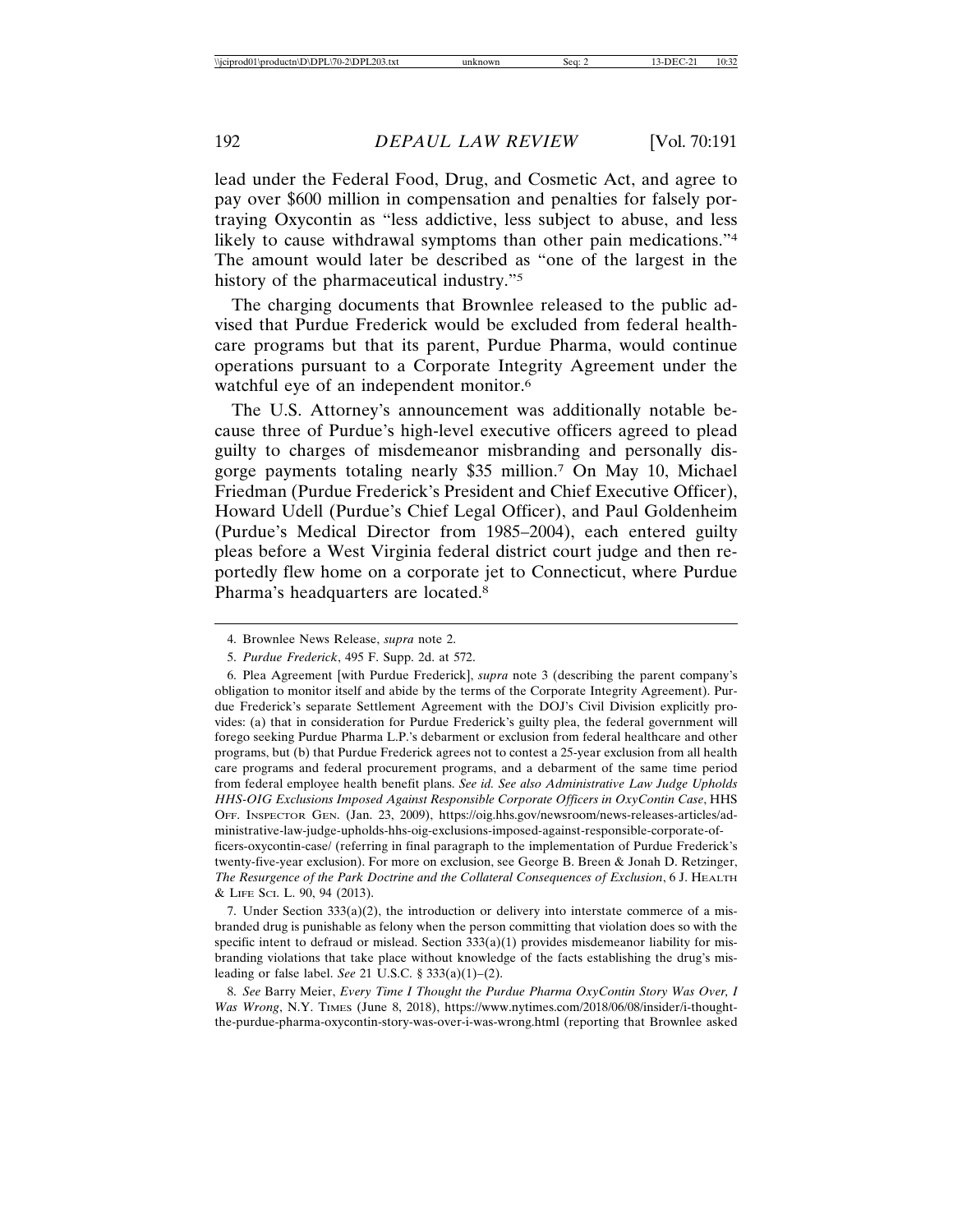lead under the Federal Food, Drug, and Cosmetic Act, and agree to pay over $600 million in compensation and penalties for falsely portraying Oxycontin as "less addictive, less subject to abuse, and less likely to cause withdrawal symptoms than other pain medications."[4] The amount would later be described as "one of the largest in the history of the pharmaceutical industry."[5]

The charging documents that Brownlee released to the public advised that Purdue Frederick would be excluded from federal healthcare programs but that its parent, Purdue Pharma, would continue operations pursuant to a Corporate Integrity Agreement under the watchful eye of an independent monitor.[6]

The U.S. Attorney's announcement was additionally notable because three of Purdue's high-level executive officers agreed to plead guilty to charges of misdemeanor misbranding and personally disgorge payments totaling nearly $35 million.[7] On May 10, Michael Friedman (Purdue Frederick's President and Chief Executive Officer), Howard Udell (Purdue's Chief Legal Officer), and Paul Goldenheim (Purdue's Medical Director from 1985–2004), each entered guilty pleas before a West Virginia federal district court judge and then reportedly flew home on a corporate jet to Connecticut, where Purdue Pharma's headquarters are located.[8]

---

4. Brownlee News Release, *supra* note 2.

5. *Purdue Frederick*, 495 F. Supp. 2d. at 572.

6. Plea Agreement [with Purdue Frederick], *supra* note 3 (describing the parent company's obligation to monitor itself and abide by the terms of the Corporate Integrity Agreement). Purdue Frederick's separate Settlement Agreement with the DOJ's Civil Division explicitly provides: (a) that in consideration for Purdue Frederick's guilty plea, the federal government will forego seeking Purdue Pharma L.P.'s debarment or exclusion from federal healthcare and other programs, but (b) that Purdue Frederick agrees not to contest a 25-year exclusion from all health care programs and federal procurement programs, and a debarment of the same time period from federal employee health benefit plans. *See id. See also Administrative Law Judge Upholds HHS-OIG Exclusions Imposed Against Responsible Corporate Officers in OxyContin Case*, HHS Off. Inspector Gen. (Jan. 23, 2009), https://oig.hhs.gov/newsroom/news-releases-articles/administrative-law-judge-upholds-hhs-oig-exclusions-imposed-against-responsible-corporate-officers-oxycontin-case/ (referring in final paragraph to the implementation of Purdue Frederick's twenty-five-year exclusion). For more on exclusion, see George B. Breen & Jonah D. Retzinger, *The Resurgence of the Park Doctrine and the Collateral Consequences of Exclusion*, 6 J. Health & Life Sci. L. 90, 94 (2013).

7. Under Section 333(a)(2), the introduction or delivery into interstate commerce of a misbranded drug is punishable as felony when the person committing that violation does so with the specific intent to defraud or mislead. Section 333(a)(1) provides misdemeanor liability for misbranding violations that take place without knowledge of the facts establishing the drug's misleading or false label. *See* 21 U.S.C. § 333(a)(1)–(2).

8. *See* Barry Meier, *Every Time I Thought the Purdue Pharma OxyContin Story Was Over, I Was Wrong*, N.Y. Times (June 8, 2018), https://www.nytimes.com/2018/06/08/insider/i-thought-the-purdue-pharma-oxycontin-story-was-over-i-was-wrong.html (reporting that Brownlee asked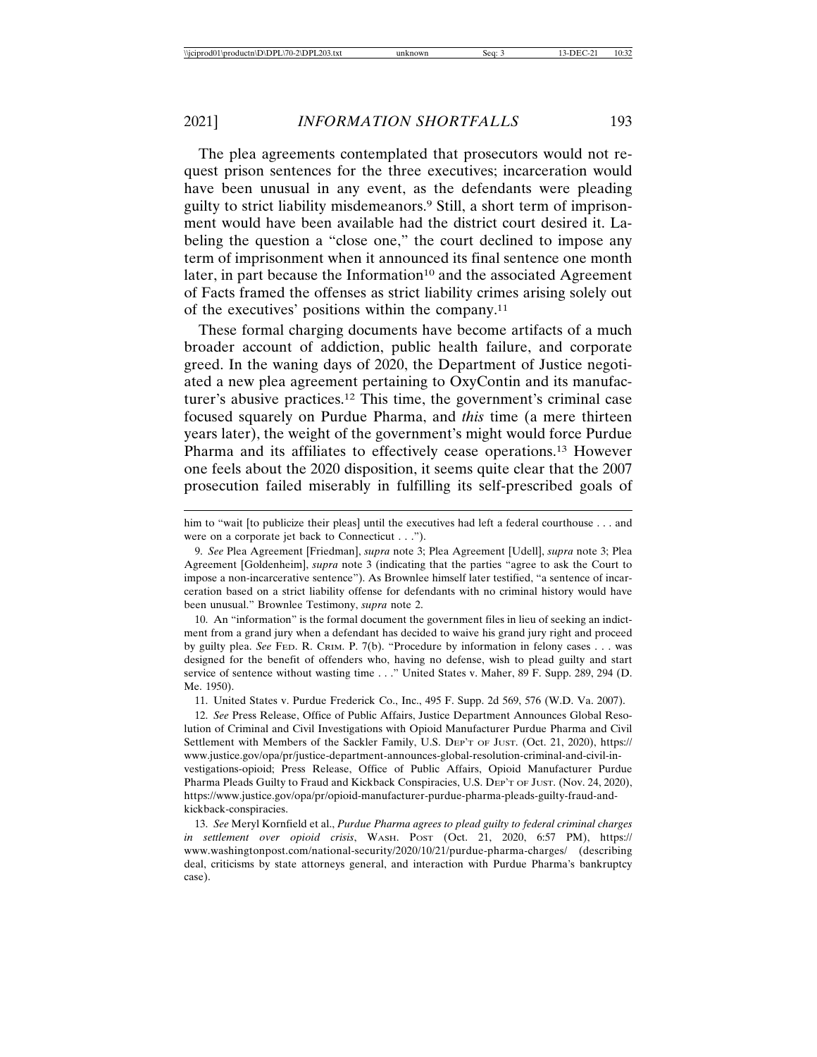The plea agreements contemplated that prosecutors would not request prison sentences for the three executives; incarceration would have been unusual in any event, as the defendants were pleading guilty to strict liability misdemeanors.[9] Still, a short term of imprisonment would have been available had the district court desired it. Labeling the question a "close one," the court declined to impose any term of imprisonment when it announced its final sentence one month later, in part because the Information[10] and the associated Agreement of Facts framed the offenses as strict liability crimes arising solely out of the executives' positions within the company.[11]

These formal charging documents have become artifacts of a much broader account of addiction, public health failure, and corporate greed. In the waning days of 2020, the Department of Justice negotiated a new plea agreement pertaining to OxyContin and its manufacturer's abusive practices.[12] This time, the government's criminal case focused squarely on Purdue Pharma, and *this* time (a mere thirteen years later), the weight of the government's might would force Purdue Pharma and its affiliates to effectively cease operations.[13] However one feels about the 2020 disposition, it seems quite clear that the 2007 prosecution failed miserably in fulfilling its self-prescribed goals of

---

him to "wait [to publicize their pleas] until the executives had left a federal courthouse . . . and were on a corporate jet back to Connecticut . . .").

9. *See* Plea Agreement [Friedman], *supra* note 3; Plea Agreement [Udell], *supra* note 3; Plea Agreement [Goldenheim], *supra* note 3 (indicating that the parties "agree to ask the Court to impose a non-incarcerative sentence"). As Brownlee himself later testified, "a sentence of incarceration based on a strict liability offense for defendants with no criminal history would have been unusual." Brownlee Testimony, *supra* note 2.

10. An "information" is the formal document the government files in lieu of seeking an indictment from a grand jury when a defendant has decided to waive his grand jury right and proceed by guilty plea. *See* FED. R. CRIM. P. 7(b). "Procedure by information in felony cases . . . was designed for the benefit of offenders who, having no defense, wish to plead guilty and start service of sentence without wasting time . . ." United States v. Maher, 89 F. Supp. 289, 294 (D. Me. 1950).

11. United States v. Purdue Frederick Co., Inc., 495 F. Supp. 2d 569, 576 (W.D. Va. 2007).

12. *See* Press Release, Office of Public Affairs, Justice Department Announces Global Resolution of Criminal and Civil Investigations with Opioid Manufacturer Purdue Pharma and Civil Settlement with Members of the Sackler Family, U.S. DEP'T OF JUST. (Oct. 21, 2020), https://www.justice.gov/opa/pr/justice-department-announces-global-resolution-criminal-and-civil-investigations-opioid; Press Release, Office of Public Affairs, Opioid Manufacturer Purdue Pharma Pleads Guilty to Fraud and Kickback Conspiracies, U.S. DEP'T OF JUST. (Nov. 24, 2020), https://www.justice.gov/opa/pr/opioid-manufacturer-purdue-pharma-pleads-guilty-fraud-and-kickback-conspiracies.

13. *See* Meryl Kornfield et al., *Purdue Pharma agrees to plead guilty to federal criminal charges in settlement over opioid crisis*, WASH. POST (Oct. 21, 2020, 6:57 PM), https://www.washingtonpost.com/national-security/2020/10/21/purdue-pharma-charges/ (describing deal, criticisms by state attorneys general, and interaction with Purdue Pharma's bankruptcy case).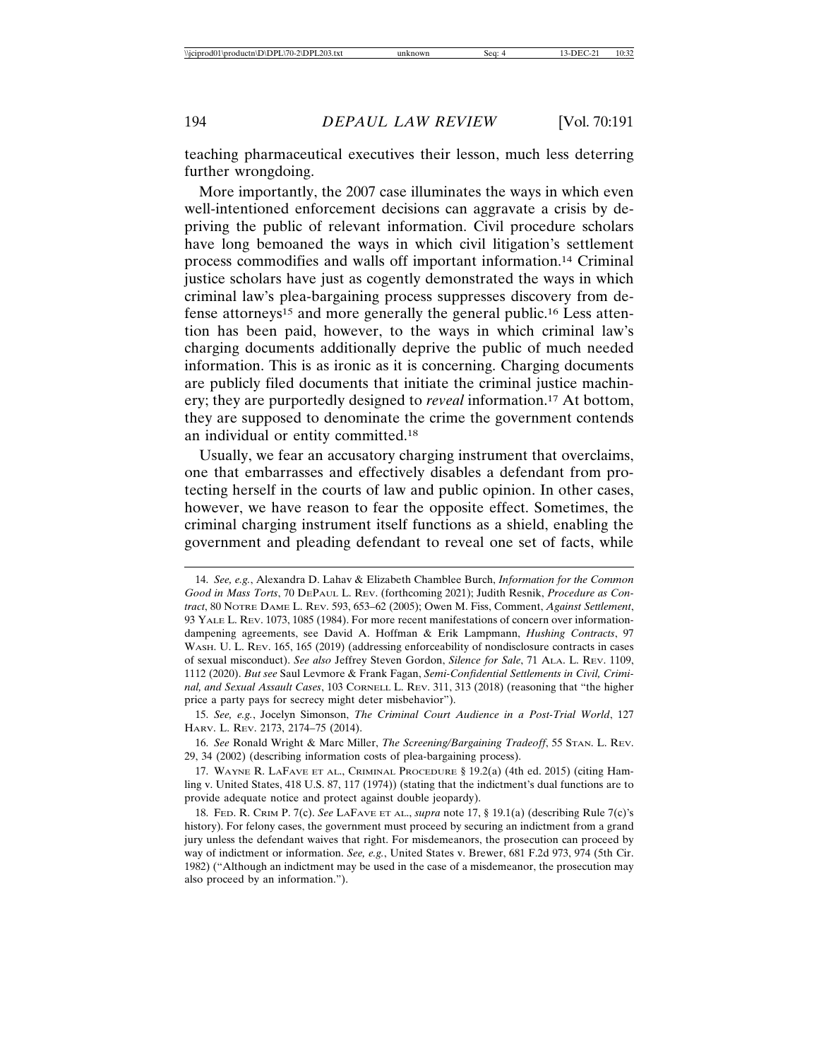teaching pharmaceutical executives their lesson, much less deterring further wrongdoing.

More importantly, the 2007 case illuminates the ways in which even well-intentioned enforcement decisions can aggravate a crisis by depriving the public of relevant information. Civil procedure scholars have long bemoaned the ways in which civil litigation's settlement process commodifies and walls off important information.[14] Criminal justice scholars have just as cogently demonstrated the ways in which criminal law's plea-bargaining process suppresses discovery from defense attorneys[15] and more generally the general public.[16] Less attention has been paid, however, to the ways in which criminal law's charging documents additionally deprive the public of much needed information. This is as ironic as it is concerning. Charging documents are publicly filed documents that initiate the criminal justice machinery; they are purportedly designed to *reveal* information.[17] At bottom, they are supposed to denominate the crime the government contends an individual or entity committed.[18]

Usually, we fear an accusatory charging instrument that overclaims, one that embarrasses and effectively disables a defendant from protecting herself in the courts of law and public opinion. In other cases, however, we have reason to fear the opposite effect. Sometimes, the criminal charging instrument itself functions as a shield, enabling the government and pleading defendant to reveal one set of facts, while

---

14. *See, e.g.*, Alexandra D. Lahav & Elizabeth Chamblee Burch, *Information for the Common Good in Mass Torts*, 70 DePaul L. Rev. (forthcoming 2021); Judith Resnik, *Procedure as Contract*, 80 Notre Dame L. Rev. 593, 653–62 (2005); Owen M. Fiss, Comment, *Against Settlement*, 93 Yale L. Rev. 1073, 1085 (1984). For more recent manifestations of concern over information-dampening agreements, see David A. Hoffman & Erik Lampmann, *Hushing Contracts*, 97 Wash. U. L. Rev. 165, 165 (2019) (addressing enforceability of nondisclosure contracts in cases of sexual misconduct). *See also* Jeffrey Steven Gordon, *Silence for Sale*, 71 Ala. L. Rev. 1109, 1112 (2020). *But see* Saul Levmore & Frank Fagan, *Semi-Confidential Settlements in Civil, Criminal, and Sexual Assault Cases*, 103 Cornell L. Rev. 311, 313 (2018) (reasoning that "the higher price a party pays for secrecy might deter misbehavior").

15. *See, e.g.*, Jocelyn Simonson, *The Criminal Court Audience in a Post-Trial World*, 127 Harv. L. Rev. 2173, 2174–75 (2014).

16. *See* Ronald Wright & Marc Miller, *The Screening/Bargaining Tradeoff*, 55 Stan. L. Rev. 29, 34 (2002) (describing information costs of plea-bargaining process).

17. Wayne R. LaFave et al., Criminal Procedure § 19.2(a) (4th ed. 2015) (citing Hamling v. United States, 418 U.S. 87, 117 (1974)) (stating that the indictment's dual functions are to provide adequate notice and protect against double jeopardy).

18. Fed. R. Crim P. 7(c). *See* LaFave et al., *supra* note 17, § 19.1(a) (describing Rule 7(c)'s history). For felony cases, the government must proceed by securing an indictment from a grand jury unless the defendant waives that right. For misdemeanors, the prosecution can proceed by way of indictment or information. *See, e.g.*, United States v. Brewer, 681 F.2d 973, 974 (5th Cir. 1982) ("Although an indictment may be used in the case of a misdemeanor, the prosecution may also proceed by an information.").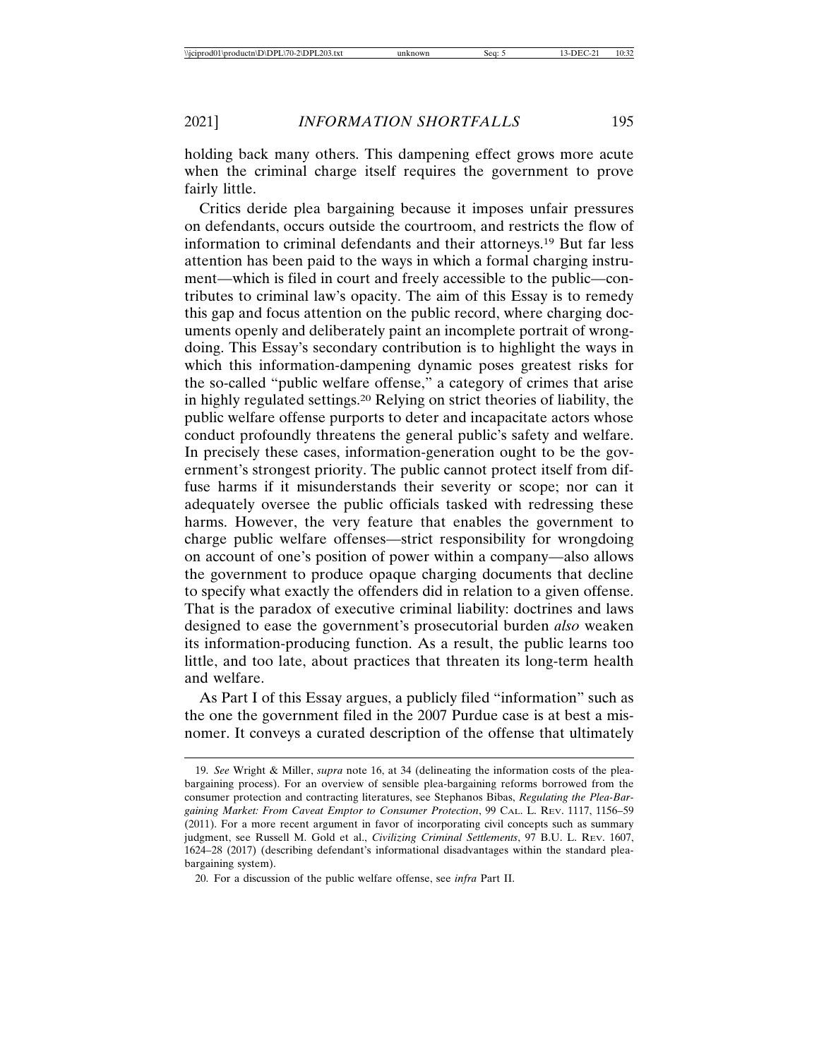holding back many others. This dampening effect grows more acute when the criminal charge itself requires the government to prove fairly little.

Critics deride plea bargaining because it imposes unfair pressures on defendants, occurs outside the courtroom, and restricts the flow of information to criminal defendants and their attorneys.[19] But far less attention has been paid to the ways in which a formal charging instrument—which is filed in court and freely accessible to the public—contributes to criminal law's opacity. The aim of this Essay is to remedy this gap and focus attention on the public record, where charging documents openly and deliberately paint an incomplete portrait of wrongdoing. This Essay's secondary contribution is to highlight the ways in which this information-dampening dynamic poses greatest risks for the so-called "public welfare offense," a category of crimes that arise in highly regulated settings.[20] Relying on strict theories of liability, the public welfare offense purports to deter and incapacitate actors whose conduct profoundly threatens the general public's safety and welfare. In precisely these cases, information-generation ought to be the government's strongest priority. The public cannot protect itself from diffuse harms if it misunderstands their severity or scope; nor can it adequately oversee the public officials tasked with redressing these harms. However, the very feature that enables the government to charge public welfare offenses—strict responsibility for wrongdoing on account of one's position of power within a company—also allows the government to produce opaque charging documents that decline to specify what exactly the offenders did in relation to a given offense. That is the paradox of executive criminal liability: doctrines and laws designed to ease the government's prosecutorial burden *also* weaken its information-producing function. As a result, the public learns too little, and too late, about practices that threaten its long-term health and welfare.

As Part I of this Essay argues, a publicly filed "information" such as the one the government filed in the 2007 Purdue case is at best a misnomer. It conveys a curated description of the offense that ultimately

---

19. *See* Wright & Miller, *supra* note 16, at 34 (delineating the information costs of the plea-bargaining process). For an overview of sensible plea-bargaining reforms borrowed from the consumer protection and contracting literatures, see Stephanos Bibas, *Regulating the Plea-Bargaining Market: From Caveat Emptor to Consumer Protection*, 99 CAL. L. REV. 1117, 1156–59 (2011). For a more recent argument in favor of incorporating civil concepts such as summary judgment, see Russell M. Gold et al., *Civilizing Criminal Settlements*, 97 B.U. L. REV. 1607, 1624–28 (2017) (describing defendant's informational disadvantages within the standard plea-bargaining system).

20. For a discussion of the public welfare offense, see *infra* Part II.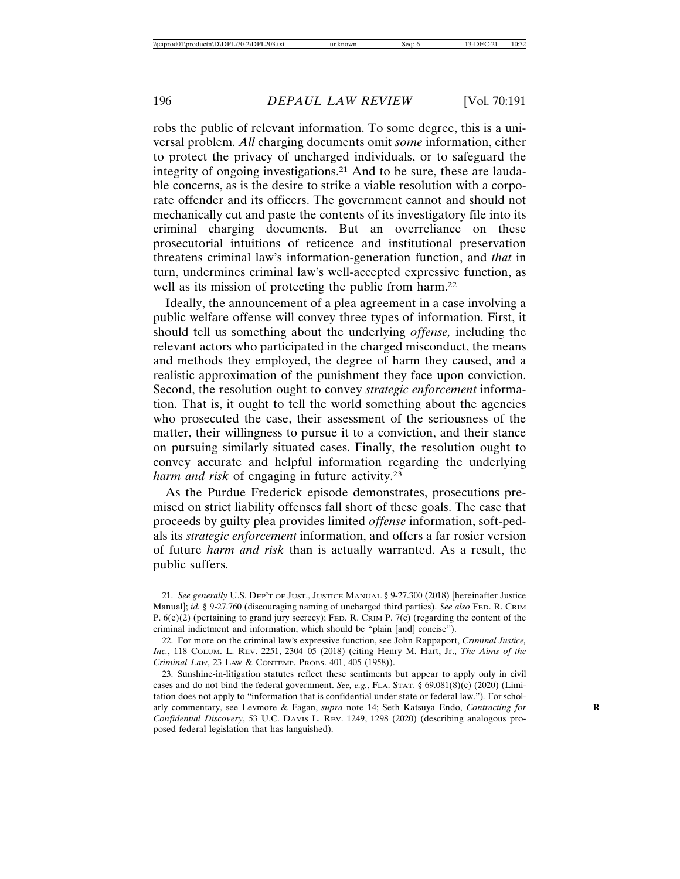robs the public of relevant information. To some degree, this is a universal problem. *All* charging documents omit *some* information, either to protect the privacy of uncharged individuals, or to safeguard the integrity of ongoing investigations.[21] And to be sure, these are laudable concerns, as is the desire to strike a viable resolution with a corporate offender and its officers. The government cannot and should not mechanically cut and paste the contents of its investigatory file into its criminal charging documents. But an overreliance on these prosecutorial intuitions of reticence and institutional preservation threatens criminal law's information-generation function, and *that* in turn, undermines criminal law's well-accepted expressive function, as well as its mission of protecting the public from harm.[22]

Ideally, the announcement of a plea agreement in a case involving a public welfare offense will convey three types of information. First, it should tell us something about the underlying *offense,* including the relevant actors who participated in the charged misconduct, the means and methods they employed, the degree of harm they caused, and a realistic approximation of the punishment they face upon conviction. Second, the resolution ought to convey *strategic enforcement* information. That is, it ought to tell the world something about the agencies who prosecuted the case, their assessment of the seriousness of the matter, their willingness to pursue it to a conviction, and their stance on pursuing similarly situated cases. Finally, the resolution ought to convey accurate and helpful information regarding the underlying *harm and risk* of engaging in future activity.[23]

As the Purdue Frederick episode demonstrates, prosecutions premised on strict liability offenses fall short of these goals. The case that proceeds by guilty plea provides limited *offense* information, soft-pedals its *strategic enforcement* information, and offers a far rosier version of future *harm and risk* than is actually warranted. As a result, the public suffers.

---

21. *See generally* U.S. DEP'T OF JUST., JUSTICE MANUAL § 9-27.300 (2018) [hereinafter Justice Manual]; *id.* § 9-27.760 (discouraging naming of uncharged third parties). *See also* FED. R. CRIM P. 6(e)(2) (pertaining to grand jury secrecy); FED. R. CRIM P. 7(c) (regarding the content of the criminal indictment and information, which should be "plain [and] concise").

22. For more on the criminal law's expressive function, see John Rappaport, *Criminal Justice, Inc.*, 118 COLUM. L. REV. 2251, 2304–05 (2018) (citing Henry M. Hart, Jr., *The Aims of the Criminal Law*, 23 LAW & CONTEMP. PROBS. 401, 405 (1958)).

23. Sunshine-in-litigation statutes reflect these sentiments but appear to apply only in civil cases and do not bind the federal government. *See, e.g.*, FLA. STAT. § 69.081(8)(c) (2020) (Limitation does not apply to "information that is confidential under state or federal law."). For scholarly commentary, see Levmore & Fagan, *supra* note 14; Seth Katsuya Endo, *Contracting for Confidential Discovery*, 53 U.C. DAVIS L. REV. 1249, 1298 (2020) (describing analogous proposed federal legislation that has languished).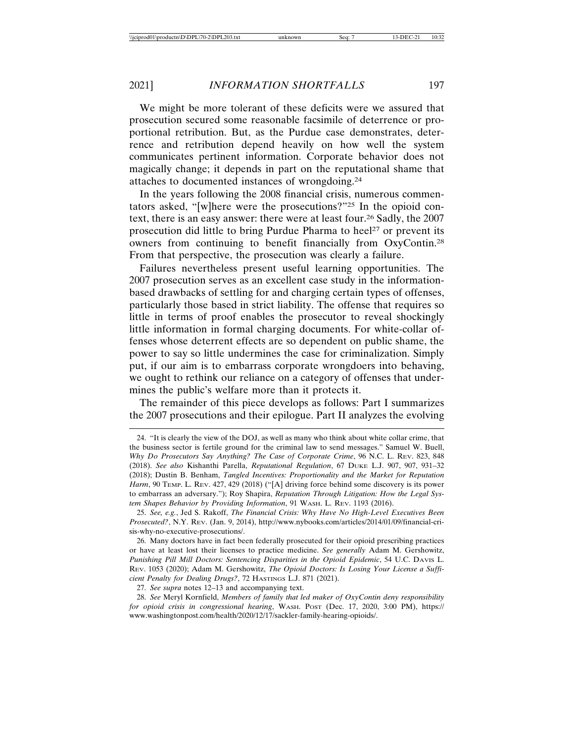We might be more tolerant of these deficits were we assured that prosecution secured some reasonable facsimile of deterrence or proportional retribution. But, as the Purdue case demonstrates, deterrence and retribution depend heavily on how well the system communicates pertinent information. Corporate behavior does not magically change; it depends in part on the reputational shame that attaches to documented instances of wrongdoing.[24]

In the years following the 2008 financial crisis, numerous commentators asked, "[w]here were the prosecutions?"[25] In the opioid context, there is an easy answer: there were at least four.[26] Sadly, the 2007 prosecution did little to bring Purdue Pharma to heel[27] or prevent its owners from continuing to benefit financially from OxyContin.[28] From that perspective, the prosecution was clearly a failure.

Failures nevertheless present useful learning opportunities. The 2007 prosecution serves as an excellent case study in the information-based drawbacks of settling for and charging certain types of offenses, particularly those based in strict liability. The offense that requires so little in terms of proof enables the prosecutor to reveal shockingly little information in formal charging documents. For white-collar offenses whose deterrent effects are so dependent on public shame, the power to say so little undermines the case for criminalization. Simply put, if our aim is to embarrass corporate wrongdoers into behaving, we ought to rethink our reliance on a category of offenses that undermines the public's welfare more than it protects it.

The remainder of this piece develops as follows: Part I summarizes the 2007 prosecutions and their epilogue. Part II analyzes the evolving

---

24. "It is clearly the view of the DOJ, as well as many who think about white collar crime, that the business sector is fertile ground for the criminal law to send messages." Samuel W. Buell, *Why Do Prosecutors Say Anything? The Case of Corporate Crime*, 96 N.C. L. Rev. 823, 848 (2018). *See also* Kishanthi Parella, *Reputational Regulation*, 67 Duke L.J. 907, 907, 931–32 (2018); Dustin B. Benham, *Tangled Incentives: Proportionality and the Market for Reputation Harm*, 90 Temp. L. Rev. 427, 429 (2018) ("[A] driving force behind some discovery is its power to embarrass an adversary."); Roy Shapira, *Reputation Through Litigation: How the Legal System Shapes Behavior by Providing Information*, 91 Wash. L. Rev. 1193 (2016).

25. *See, e.g.*, Jed S. Rakoff, *The Financial Crisis: Why Have No High-Level Executives Been Prosecuted?*, N.Y. Rev. (Jan. 9, 2014), http://www.nybooks.com/articles/2014/01/09/financial-crisis-why-no-executive-prosecutions/.

26. Many doctors have in fact been federally prosecuted for their opioid prescribing practices or have at least lost their licenses to practice medicine. *See generally* Adam M. Gershowitz, *Punishing Pill Mill Doctors: Sentencing Disparities in the Opioid Epidemic*, 54 U.C. Davis L. Rev. 1053 (2020); Adam M. Gershowitz, *The Opioid Doctors: Is Losing Your License a Sufficient Penalty for Dealing Drugs?*, 72 Hastings L.J. 871 (2021).

27. *See supra* notes 12–13 and accompanying text.

28. *See* Meryl Kornfield, *Members of family that led maker of OxyContin deny responsibility for opioid crisis in congressional hearing*, Wash. Post (Dec. 17, 2020, 3:00 PM), https://www.washingtonpost.com/health/2020/12/17/sackler-family-hearing-opioids/.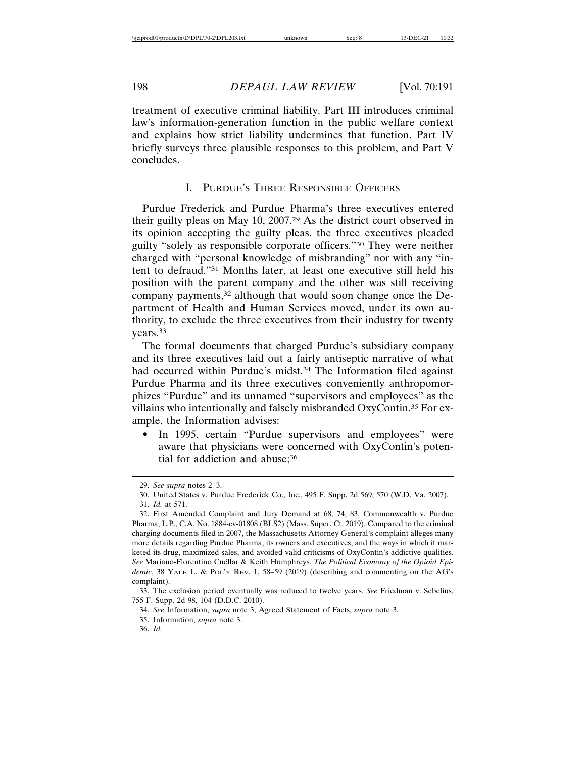treatment of executive criminal liability. Part III introduces criminal law's information-generation function in the public welfare context and explains how strict liability undermines that function. Part IV briefly surveys three plausible responses to this problem, and Part V concludes.

## I. Purdue's Three Responsible Officers

Purdue Frederick and Purdue Pharma's three executives entered their guilty pleas on May 10, 2007.[29] As the district court observed in its opinion accepting the guilty pleas, the three executives pleaded guilty "solely as responsible corporate officers."[30] They were neither charged with "personal knowledge of misbranding" nor with any "intent to defraud."[31] Months later, at least one executive still held his position with the parent company and the other was still receiving company payments,[32] although that would soon change once the Department of Health and Human Services moved, under its own authority, to exclude the three executives from their industry for twenty years.[33]

The formal documents that charged Purdue's subsidiary company and its three executives laid out a fairly antiseptic narrative of what had occurred within Purdue's midst.[34] The Information filed against Purdue Pharma and its three executives conveniently anthropomorphizes "Purdue" and its unnamed "supervisors and employees" as the villains who intentionally and falsely misbranded OxyContin.[35] For example, the Information advises:

- In 1995, certain "Purdue supervisors and employees" were aware that physicians were concerned with OxyContin's potential for addiction and abuse;[36]

---

29. *See supra* notes 2–3.

30. United States v. Purdue Frederick Co., Inc., 495 F. Supp. 2d 569, 570 (W.D. Va. 2007).

31. *Id.* at 571.

32. First Amended Complaint and Jury Demand at 68, 74, 83, Commonwealth v. Purdue Pharma, L.P., C.A. No. 1884-cv-01808 (BLS2) (Mass. Super. Ct. 2019). Compared to the criminal charging documents filed in 2007, the Massachusetts Attorney General's complaint alleges many more details regarding Purdue Pharma, its owners and executives, and the ways in which it marketed its drug, maximized sales, and avoided valid criticisms of OxyContin's addictive qualities. *See* Mariano-Florentino Cuéllar & Keith Humphreys, *The Political Economy of the Opioid Epidemic*, 38 Yale L. & Pol'y Rev. 1, 58–59 (2019) (describing and commenting on the AG's complaint).

33. The exclusion period eventually was reduced to twelve years. *See* Friedman v. Sebelius, 755 F. Supp. 2d 98, 104 (D.D.C. 2010).

34. *See* Information, *supra* note 3; Agreed Statement of Facts, *supra* note 3.

35. Information, *supra* note 3.

36. *Id.*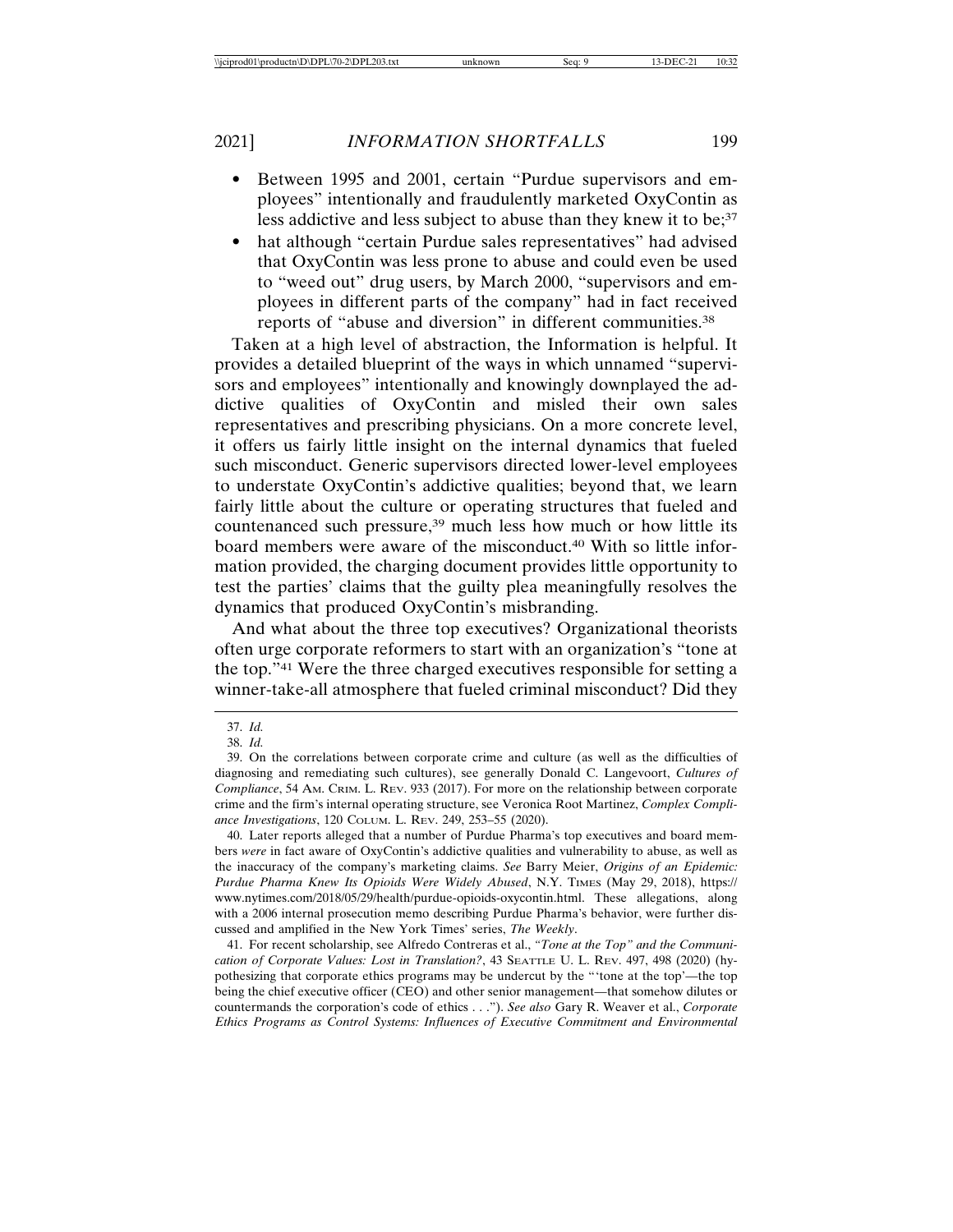- Between 1995 and 2001, certain "Purdue supervisors and employees" intentionally and fraudulently marketed OxyContin as less addictive and less subject to abuse than they knew it to be;[37]
- hat although "certain Purdue sales representatives" had advised that OxyContin was less prone to abuse and could even be used to "weed out" drug users, by March 2000, "supervisors and employees in different parts of the company" had in fact received reports of "abuse and diversion" in different communities.[38]

Taken at a high level of abstraction, the Information is helpful. It provides a detailed blueprint of the ways in which unnamed "supervisors and employees" intentionally and knowingly downplayed the addictive qualities of OxyContin and misled their own sales representatives and prescribing physicians. On a more concrete level, it offers us fairly little insight on the internal dynamics that fueled such misconduct. Generic supervisors directed lower-level employees to understate OxyContin's addictive qualities; beyond that, we learn fairly little about the culture or operating structures that fueled and countenanced such pressure,[39] much less how much or how little its board members were aware of the misconduct.[40] With so little information provided, the charging document provides little opportunity to test the parties' claims that the guilty plea meaningfully resolves the dynamics that produced OxyContin's misbranding.

And what about the three top executives? Organizational theorists often urge corporate reformers to start with an organization's "tone at the top."[41] Were the three charged executives responsible for setting a winner-take-all atmosphere that fueled criminal misconduct? Did they

---

37. *Id.*

38. *Id.*

39. On the correlations between corporate crime and culture (as well as the difficulties of diagnosing and remediating such cultures), see generally Donald C. Langevoort, *Cultures of Compliance*, 54 Am. Crim. L. Rev. 933 (2017). For more on the relationship between corporate crime and the firm's internal operating structure, see Veronica Root Martinez, *Complex Compliance Investigations*, 120 Colum. L. Rev. 249, 253–55 (2020).

40. Later reports alleged that a number of Purdue Pharma's top executives and board members *were* in fact aware of OxyContin's addictive qualities and vulnerability to abuse, as well as the inaccuracy of the company's marketing claims. *See* Barry Meier, *Origins of an Epidemic: Purdue Pharma Knew Its Opioids Were Widely Abused*, N.Y. Times (May 29, 2018), https://www.nytimes.com/2018/05/29/health/purdue-opioids-oxycontin.html. These allegations, along with a 2006 internal prosecution memo describing Purdue Pharma's behavior, were further discussed and amplified in the New York Times' series, *The Weekly*.

41. For recent scholarship, see Alfredo Contreras et al., *"Tone at the Top" and the Communication of Corporate Values: Lost in Translation?*, 43 Seattle U. L. Rev. 497, 498 (2020) (hypothesizing that corporate ethics programs may be undercut by the "'tone at the top'—the top being the chief executive officer (CEO) and other senior management—that somehow dilutes or countermands the corporation's code of ethics . . ."). *See also* Gary R. Weaver et al., *Corporate Ethics Programs as Control Systems: Influences of Executive Commitment and Environmental*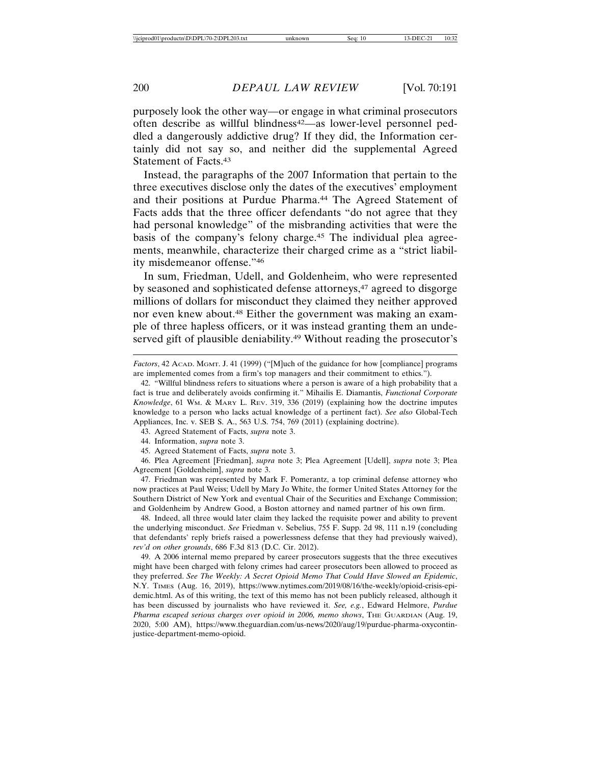purposely look the other way—or engage in what criminal prosecutors often describe as willful blindness[42]—as lower-level personnel peddled a dangerously addictive drug? If they did, the Information certainly did not say so, and neither did the supplemental Agreed Statement of Facts.[43]

Instead, the paragraphs of the 2007 Information that pertain to the three executives disclose only the dates of the executives' employment and their positions at Purdue Pharma.[44] The Agreed Statement of Facts adds that the three officer defendants "do not agree that they had personal knowledge" of the misbranding activities that were the basis of the company's felony charge.[45] The individual plea agreements, meanwhile, characterize their charged crime as a "strict liability misdemeanor offense."[46]

In sum, Friedman, Udell, and Goldenheim, who were represented by seasoned and sophisticated defense attorneys,[47] agreed to disgorge millions of dollars for misconduct they claimed they neither approved nor even knew about.[48] Either the government was making an example of three hapless officers, or it was instead granting them an undeserved gift of plausible deniability.[49] Without reading the prosecutor's

---

*Factors*, 42 Acad. Mgmt. J. 41 (1999) ("[M]uch of the guidance for how [compliance] programs are implemented comes from a firm's top managers and their commitment to ethics.").

42. "Willful blindness refers to situations where a person is aware of a high probability that a fact is true and deliberately avoids confirming it." Mihailis E. Diamantis, *Functional Corporate Knowledge*, 61 Wm. & Mary L. Rev. 319, 336 (2019) (explaining how the doctrine imputes knowledge to a person who lacks actual knowledge of a pertinent fact). *See also* Global-Tech Appliances, Inc. v. SEB S. A., 563 U.S. 754, 769 (2011) (explaining doctrine).

43. Agreed Statement of Facts, *supra* note 3.

44. Information, *supra* note 3.

45. Agreed Statement of Facts, *supra* note 3.

46. Plea Agreement [Friedman], *supra* note 3; Plea Agreement [Udell], *supra* note 3; Plea Agreement [Goldenheim], *supra* note 3.

47. Friedman was represented by Mark F. Pomerantz, a top criminal defense attorney who now practices at Paul Weiss; Udell by Mary Jo White, the former United States Attorney for the Southern District of New York and eventual Chair of the Securities and Exchange Commission; and Goldenheim by Andrew Good, a Boston attorney and named partner of his own firm.

48. Indeed, all three would later claim they lacked the requisite power and ability to prevent the underlying misconduct. *See* Friedman v. Sebelius, 755 F. Supp. 2d 98, 111 n.19 (concluding that defendants' reply briefs raised a powerlessness defense that they had previously waived), *rev'd on other grounds*, 686 F.3d 813 (D.C. Cir. 2012).

49. A 2006 internal memo prepared by career prosecutors suggests that the three executives might have been charged with felony crimes had career prosecutors been allowed to proceed as they preferred. *See The Weekly: A Secret Opioid Memo That Could Have Slowed an Epidemic*, N.Y. Times (Aug. 16, 2019), https://www.nytimes.com/2019/08/16/the-weekly/opioid-crisis-epidemic.html. As of this writing, the text of this memo has not been publicly released, although it has been discussed by journalists who have reviewed it. *See, e.g.*, Edward Helmore, *Purdue Pharma escaped serious charges over opioid in 2006, memo shows*, The Guardian (Aug. 19, 2020, 5:00 AM), https://www.theguardian.com/us-news/2020/aug/19/purdue-pharma-oxycontin-justice-department-memo-opioid.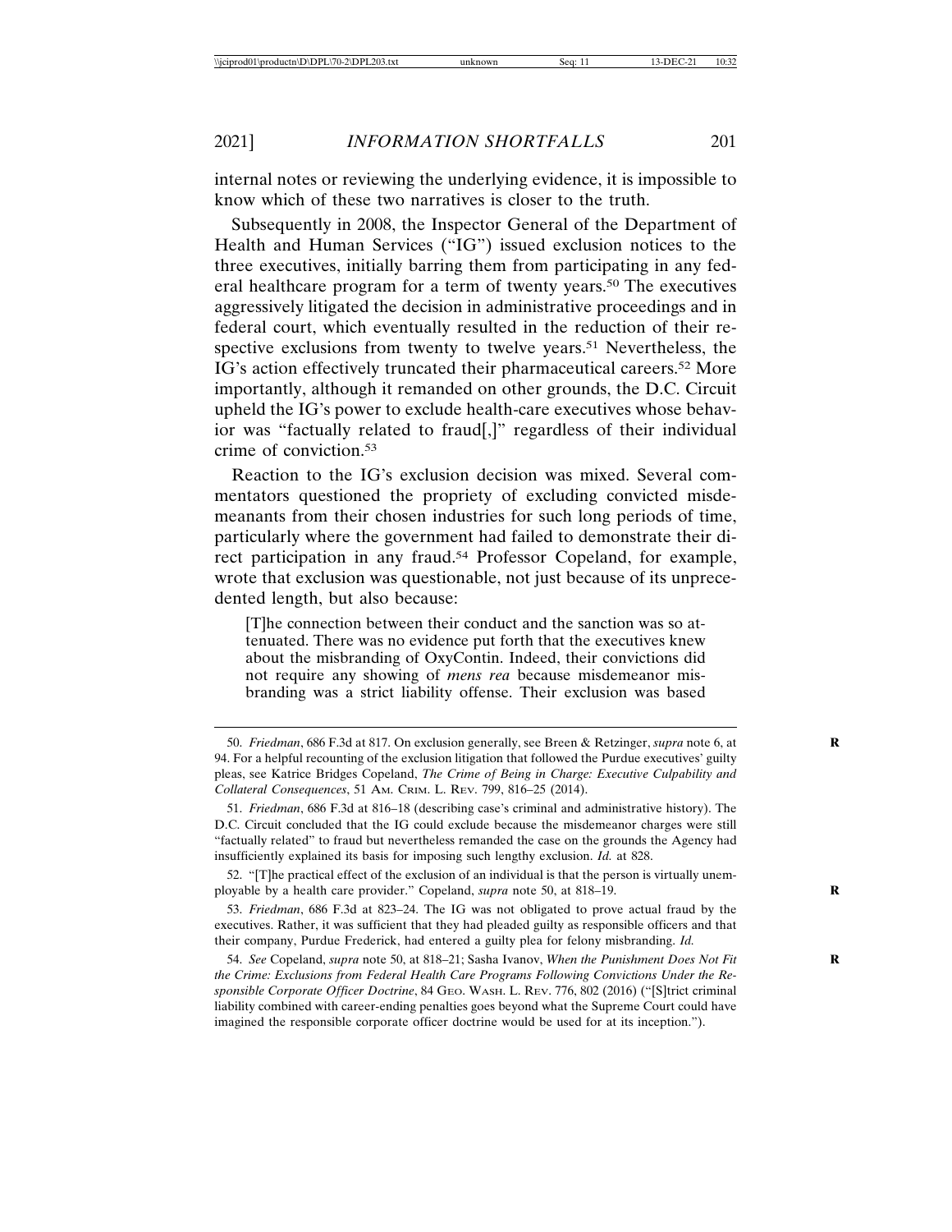internal notes or reviewing the underlying evidence, it is impossible to know which of these two narratives is closer to the truth.

Subsequently in 2008, the Inspector General of the Department of Health and Human Services ("IG") issued exclusion notices to the three executives, initially barring them from participating in any federal healthcare program for a term of twenty years.[50] The executives aggressively litigated the decision in administrative proceedings and in federal court, which eventually resulted in the reduction of their respective exclusions from twenty to twelve years.[51] Nevertheless, the IG's action effectively truncated their pharmaceutical careers.[52] More importantly, although it remanded on other grounds, the D.C. Circuit upheld the IG's power to exclude health-care executives whose behavior was "factually related to fraud[,]" regardless of their individual crime of conviction.[53]

Reaction to the IG's exclusion decision was mixed. Several commentators questioned the propriety of excluding convicted misdemeanants from their chosen industries for such long periods of time, particularly where the government had failed to demonstrate their direct participation in any fraud.[54] Professor Copeland, for example, wrote that exclusion was questionable, not just because of its unprecedented length, but also because:

> [T]he connection between their conduct and the sanction was so attenuated. There was no evidence put forth that the executives knew about the misbranding of OxyContin. Indeed, their convictions did not require any showing of *mens rea* because misdemeanor misbranding was a strict liability offense. Their exclusion was based

---

50. *Friedman*, 686 F.3d at 817. On exclusion generally, see Breen & Retzinger, *supra* note 6, at 94. For a helpful recounting of the exclusion litigation that followed the Purdue executives' guilty pleas, see Katrice Bridges Copeland, *The Crime of Being in Charge: Executive Culpability and Collateral Consequences*, 51 AM. CRIM. L. REV. 799, 816–25 (2014).

51. *Friedman*, 686 F.3d at 816–18 (describing case's criminal and administrative history). The D.C. Circuit concluded that the IG could exclude because the misdemeanor charges were still "factually related" to fraud but nevertheless remanded the case on the grounds the Agency had insufficiently explained its basis for imposing such lengthy exclusion. *Id.* at 828.

52. "[T]he practical effect of the exclusion of an individual is that the person is virtually unemployable by a health care provider." Copeland, *supra* note 50, at 818–19.

53. *Friedman*, 686 F.3d at 823–24. The IG was not obligated to prove actual fraud by the executives. Rather, it was sufficient that they had pleaded guilty as responsible officers and that their company, Purdue Frederick, had entered a guilty plea for felony misbranding. *Id.*

54. *See* Copeland, *supra* note 50, at 818–21; Sasha Ivanov, *When the Punishment Does Not Fit the Crime: Exclusions from Federal Health Care Programs Following Convictions Under the Responsible Corporate Officer Doctrine*, 84 GEO. WASH. L. REV. 776, 802 (2016) ("[S]trict criminal liability combined with career-ending penalties goes beyond what the Supreme Court could have imagined the responsible corporate officer doctrine would be used for at its inception.").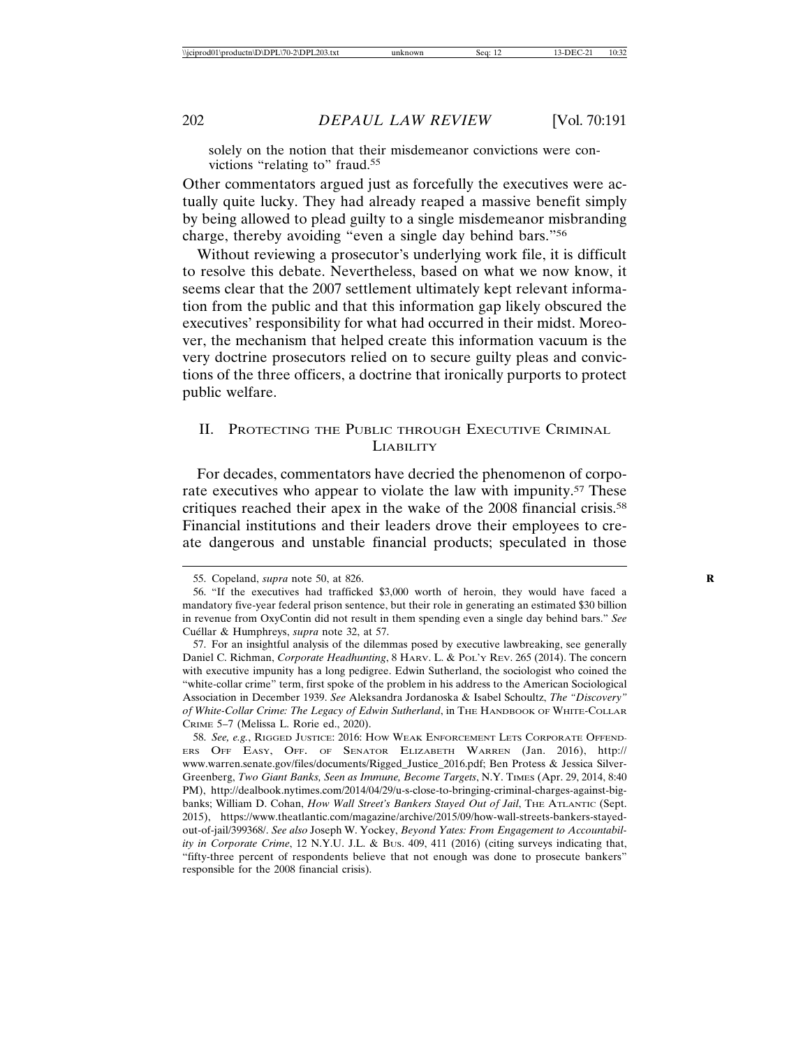solely on the notion that their misdemeanor convictions were convictions "relating to" fraud.[55]

Other commentators argued just as forcefully the executives were actually quite lucky. They had already reaped a massive benefit simply by being allowed to plead guilty to a single misdemeanor misbranding charge, thereby avoiding "even a single day behind bars."[56]

Without reviewing a prosecutor's underlying work file, it is difficult to resolve this debate. Nevertheless, based on what we now know, it seems clear that the 2007 settlement ultimately kept relevant information from the public and that this information gap likely obscured the executives' responsibility for what had occurred in their midst. Moreover, the mechanism that helped create this information vacuum is the very doctrine prosecutors relied on to secure guilty pleas and convictions of the three officers, a doctrine that ironically purports to protect public welfare.

## II. Protecting the Public through Executive Criminal Liability

For decades, commentators have decried the phenomenon of corporate executives who appear to violate the law with impunity.[57] These critiques reached their apex in the wake of the 2008 financial crisis.[58] Financial institutions and their leaders drove their employees to create dangerous and unstable financial products; speculated in those

---

55. Copeland, *supra* note 50, at 826.

56. "If the executives had trafficked $3,000 worth of heroin, they would have faced a mandatory five-year federal prison sentence, but their role in generating an estimated $30 billion in revenue from OxyContin did not result in them spending even a single day behind bars." *See* Cuéllar & Humphreys, *supra* note 32, at 57.

57. For an insightful analysis of the dilemmas posed by executive lawbreaking, see generally Daniel C. Richman, *Corporate Headhunting*, 8 Harv. L. & Pol'y Rev. 265 (2014). The concern with executive impunity has a long pedigree. Edwin Sutherland, the sociologist who coined the "white-collar crime" term, first spoke of the problem in his address to the American Sociological Association in December 1939. *See* Aleksandra Jordanoska & Isabel Schoultz, *The "Discovery" of White-Collar Crime: The Legacy of Edwin Sutherland*, in The Handbook of White-Collar Crime 5–7 (Melissa L. Rorie ed., 2020).

58. *See, e.g.*, Rigged Justice: 2016: How Weak Enforcement Lets Corporate Offenders Off Easy, Off. of Senator Elizabeth Warren (Jan. 2016), http://www.warren.senate.gov/files/documents/Rigged_Justice_2016.pdf; Ben Protess & Jessica Silver-Greenberg, *Two Giant Banks, Seen as Immune, Become Targets*, N.Y. Times (Apr. 29, 2014, 8:40 PM), http://dealbook.nytimes.com/2014/04/29/u-s-close-to-bringing-criminal-charges-against-big-banks; William D. Cohan, *How Wall Street's Bankers Stayed Out of Jail*, The Atlantic (Sept. 2015), https://www.theatlantic.com/magazine/archive/2015/09/how-wall-streets-bankers-stayed-out-of-jail/399368/. *See also* Joseph W. Yockey, *Beyond Yates: From Engagement to Accountability in Corporate Crime*, 12 N.Y.U. J.L. & Bus. 409, 411 (2016) (citing surveys indicating that, "fifty-three percent of respondents believe that not enough was done to prosecute bankers" responsible for the 2008 financial crisis).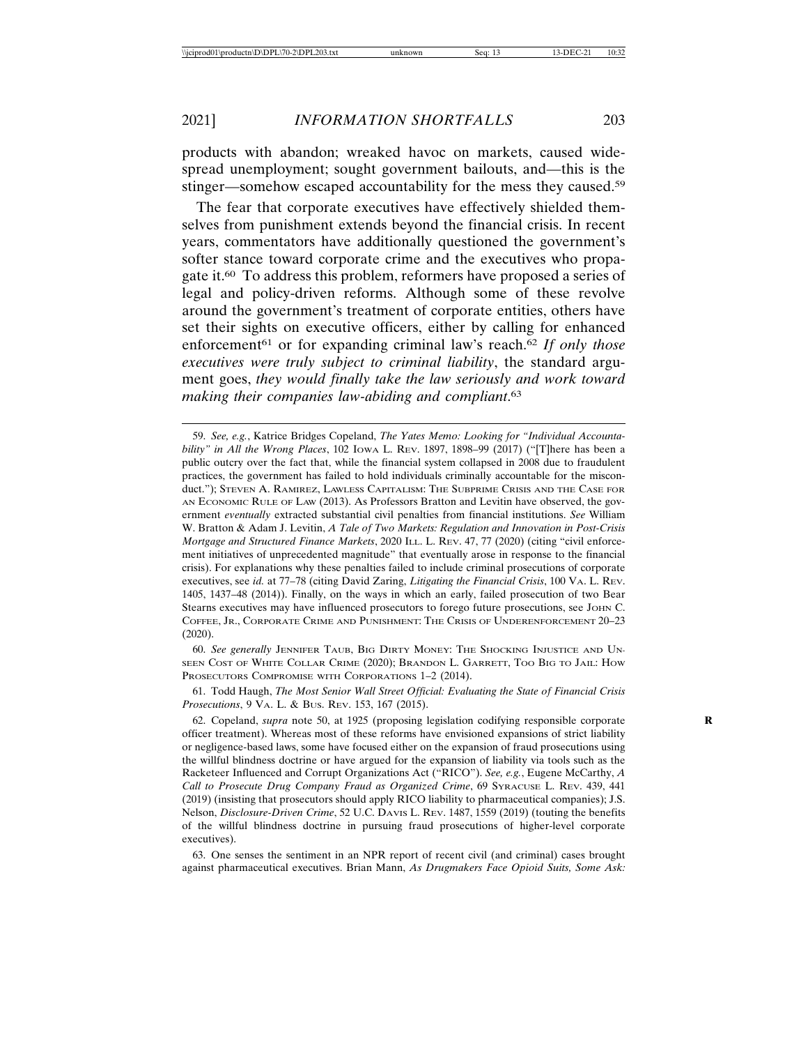products with abandon; wreaked havoc on markets, caused widespread unemployment; sought government bailouts, and—this is the stinger—somehow escaped accountability for the mess they caused.[59]

The fear that corporate executives have effectively shielded themselves from punishment extends beyond the financial crisis. In recent years, commentators have additionally questioned the government's softer stance toward corporate crime and the executives who propagate it.[60] To address this problem, reformers have proposed a series of legal and policy-driven reforms. Although some of these revolve around the government's treatment of corporate entities, others have set their sights on executive officers, either by calling for enhanced enforcement[61] or for expanding criminal law's reach.[62] *If only those executives were truly subject to criminal liability*, the standard argument goes, *they would finally take the law seriously and work toward making their companies law-abiding and compliant*.[63]

---

59. *See, e.g.*, Katrice Bridges Copeland, *The Yates Memo: Looking for "Individual Accountability" in All the Wrong Places*, 102 IOWA L. REV. 1897, 1898–99 (2017) ("[T]here has been a public outcry over the fact that, while the financial system collapsed in 2008 due to fraudulent practices, the government has failed to hold individuals criminally accountable for the misconduct."); STEVEN A. RAMIREZ, LAWLESS CAPITALISM: THE SUBPRIME CRISIS AND THE CASE FOR AN ECONOMIC RULE OF LAW (2013). As Professors Bratton and Levitin have observed, the government *eventually* extracted substantial civil penalties from financial institutions. *See* William W. Bratton & Adam J. Levitin, *A Tale of Two Markets: Regulation and Innovation in Post-Crisis Mortgage and Structured Finance Markets*, 2020 ILL. L. REV. 47, 77 (2020) (citing "civil enforcement initiatives of unprecedented magnitude" that eventually arose in response to the financial crisis). For explanations why these penalties failed to include criminal prosecutions of corporate executives, see *id.* at 77–78 (citing David Zaring, *Litigating the Financial Crisis*, 100 VA. L. REV. 1405, 1437–48 (2014)). Finally, on the ways in which an early, failed prosecution of two Bear Stearns executives may have influenced prosecutors to forego future prosecutions, see JOHN C. COFFEE, JR., CORPORATE CRIME AND PUNISHMENT: THE CRISIS OF UNDERENFORCEMENT 20–23 (2020).

60. *See generally* JENNIFER TAUB, BIG DIRTY MONEY: THE SHOCKING INJUSTICE AND UNSEEN COST OF WHITE COLLAR CRIME (2020); BRANDON L. GARRETT, TOO BIG TO JAIL: HOW PROSECUTORS COMPROMISE WITH CORPORATIONS 1–2 (2014).

61. Todd Haugh, *The Most Senior Wall Street Official: Evaluating the State of Financial Crisis Prosecutions*, 9 VA. L. & BUS. REV. 153, 167 (2015).

62. Copeland, *supra* note 50, at 1925 (proposing legislation codifying responsible corporate officer treatment). Whereas most of these reforms have envisioned expansions of strict liability or negligence-based laws, some have focused either on the expansion of fraud prosecutions using the willful blindness doctrine or have argued for the expansion of liability via tools such as the Racketeer Influenced and Corrupt Organizations Act ("RICO"). *See, e.g.*, Eugene McCarthy, *A Call to Prosecute Drug Company Fraud as Organized Crime*, 69 SYRACUSE L. REV. 439, 441 (2019) (insisting that prosecutors should apply RICO liability to pharmaceutical companies); J.S. Nelson, *Disclosure-Driven Crime*, 52 U.C. DAVIS L. REV. 1487, 1559 (2019) (touting the benefits of the willful blindness doctrine in pursuing fraud prosecutions of higher-level corporate executives).

63. One senses the sentiment in an NPR report of recent civil (and criminal) cases brought against pharmaceutical executives. Brian Mann, *As Drugmakers Face Opioid Suits, Some Ask:*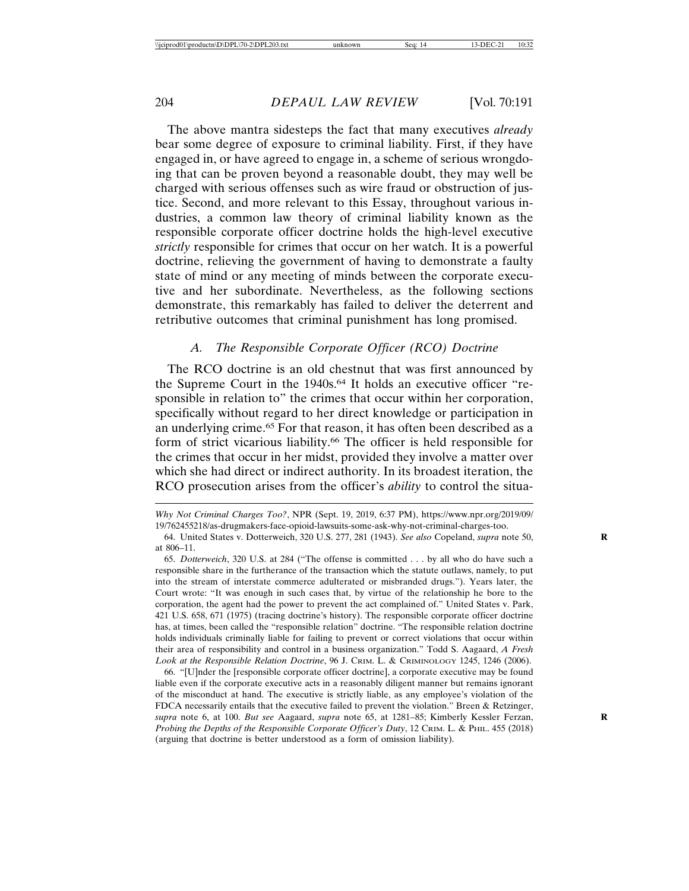The above mantra sidesteps the fact that many executives *already* bear some degree of exposure to criminal liability. First, if they have engaged in, or have agreed to engage in, a scheme of serious wrongdoing that can be proven beyond a reasonable doubt, they may well be charged with serious offenses such as wire fraud or obstruction of justice. Second, and more relevant to this Essay, throughout various industries, a common law theory of criminal liability known as the responsible corporate officer doctrine holds the high-level executive *strictly* responsible for crimes that occur on her watch. It is a powerful doctrine, relieving the government of having to demonstrate a faulty state of mind or any meeting of minds between the corporate executive and her subordinate. Nevertheless, as the following sections demonstrate, this remarkably has failed to deliver the deterrent and retributive outcomes that criminal punishment has long promised.

### *A. The Responsible Corporate Officer (RCO) Doctrine*

The RCO doctrine is an old chestnut that was first announced by the Supreme Court in the 1940s.[64] It holds an executive officer "responsible in relation to" the crimes that occur within her corporation, specifically without regard to her direct knowledge or participation in an underlying crime.[65] For that reason, it has often been described as a form of strict vicarious liability.[66] The officer is held responsible for the crimes that occur in her midst, provided they involve a matter over which she had direct or indirect authority. In its broadest iteration, the RCO prosecution arises from the officer's *ability* to control the situa-

---

*Why Not Criminal Charges Too?*, NPR (Sept. 19, 2019, 6:37 PM), https://www.npr.org/2019/09/19/762455218/as-drugmakers-face-opioid-lawsuits-some-ask-why-not-criminal-charges-too.

64. United States v. Dotterweich, 320 U.S. 277, 281 (1943). *See also* Copeland, *supra* note 50, at 806–11.

65. *Dotterweich*, 320 U.S. at 284 ("The offense is committed . . . by all who do have such a responsible share in the furtherance of the transaction which the statute outlaws, namely, to put into the stream of interstate commerce adulterated or misbranded drugs."). Years later, the Court wrote: "It was enough in such cases that, by virtue of the relationship he bore to the corporation, the agent had the power to prevent the act complained of." United States v. Park, 421 U.S. 658, 671 (1975) (tracing doctrine's history). The responsible corporate officer doctrine has, at times, been called the "responsible relation" doctrine. "The responsible relation doctrine holds individuals criminally liable for failing to prevent or correct violations that occur within their area of responsibility and control in a business organization." Todd S. Aagaard, *A Fresh Look at the Responsible Relation Doctrine*, 96 J. CRIM. L. & CRIMINOLOGY 1245, 1246 (2006).

66. "[U]nder the [responsible corporate officer doctrine], a corporate executive may be found liable even if the corporate executive acts in a reasonably diligent manner but remains ignorant of the misconduct at hand. The executive is strictly liable, as any employee's violation of the FDCA necessarily entails that the executive failed to prevent the violation." Breen & Retzinger, *supra* note 6, at 100. *But see* Aagaard, *supra* note 65, at 1281–85; Kimberly Kessler Ferzan, *Probing the Depths of the Responsible Corporate Officer's Duty*, 12 CRIM. L. & PHIL. 455 (2018) (arguing that doctrine is better understood as a form of omission liability).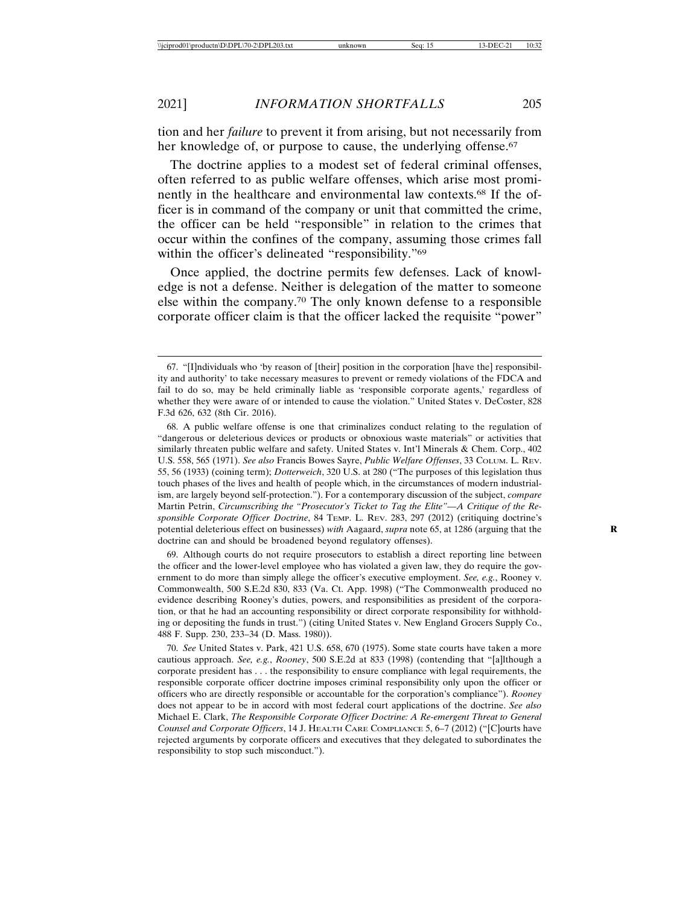tion and her *failure* to prevent it from arising, but not necessarily from her knowledge of, or purpose to cause, the underlying offense.[67]

The doctrine applies to a modest set of federal criminal offenses, often referred to as public welfare offenses, which arise most prominently in the healthcare and environmental law contexts.[68] If the officer is in command of the company or unit that committed the crime, the officer can be held "responsible" in relation to the crimes that occur within the confines of the company, assuming those crimes fall within the officer's delineated "responsibility."[69]

Once applied, the doctrine permits few defenses. Lack of knowledge is not a defense. Neither is delegation of the matter to someone else within the company.[70] The only known defense to a responsible corporate officer claim is that the officer lacked the requisite "power"

---

67. "[I]ndividuals who 'by reason of [their] position in the corporation [have the] responsibility and authority' to take necessary measures to prevent or remedy violations of the FDCA and fail to do so, may be held criminally liable as 'responsible corporate agents,' regardless of whether they were aware of or intended to cause the violation." United States v. DeCoster, 828 F.3d 626, 632 (8th Cir. 2016).

68. A public welfare offense is one that criminalizes conduct relating to the regulation of "dangerous or deleterious devices or products or obnoxious waste materials" or activities that similarly threaten public welfare and safety. United States v. Int'l Minerals & Chem. Corp., 402 U.S. 558, 565 (1971). *See also* Francis Bowes Sayre, *Public Welfare Offenses*, 33 COLUM. L. REV. 55, 56 (1933) (coining term); *Dotterweich*, 320 U.S. at 280 ("The purposes of this legislation thus touch phases of the lives and health of people which, in the circumstances of modern industrialism, are largely beyond self-protection."). For a contemporary discussion of the subject, *compare* Martin Petrin, *Circumscribing the "Prosecutor's Ticket to Tag the Elite"—A Critique of the Responsible Corporate Officer Doctrine*, 84 TEMP. L. REV. 283, 297 (2012) (critiquing doctrine's potential deleterious effect on businesses) *with* Aagaard, *supra* note 65, at 1286 (arguing that the doctrine can and should be broadened beyond regulatory offenses).

69. Although courts do not require prosecutors to establish a direct reporting line between the officer and the lower-level employee who has violated a given law, they do require the government to do more than simply allege the officer's executive employment. *See, e.g.*, Rooney v. Commonwealth, 500 S.E.2d 830, 833 (Va. Ct. App. 1998) ("The Commonwealth produced no evidence describing Rooney's duties, powers, and responsibilities as president of the corporation, or that he had an accounting responsibility or direct corporate responsibility for withholding or depositing the funds in trust.") (citing United States v. New England Grocers Supply Co., 488 F. Supp. 230, 233–34 (D. Mass. 1980)).

70. *See* United States v. Park, 421 U.S. 658, 670 (1975). Some state courts have taken a more cautious approach. *See, e.g.*, *Rooney*, 500 S.E.2d at 833 (1998) (contending that "[a]lthough a corporate president has . . . the responsibility to ensure compliance with legal requirements, the responsible corporate officer doctrine imposes criminal responsibility only upon the officer or officers who are directly responsible or accountable for the corporation's compliance"). *Rooney* does not appear to be in accord with most federal court applications of the doctrine. *See also* Michael E. Clark, *The Responsible Corporate Officer Doctrine: A Re-emergent Threat to General Counsel and Corporate Officers*, 14 J. HEALTH CARE COMPLIANCE 5, 6–7 (2012) ("[C]ourts have rejected arguments by corporate officers and executives that they delegated to subordinates the responsibility to stop such misconduct.").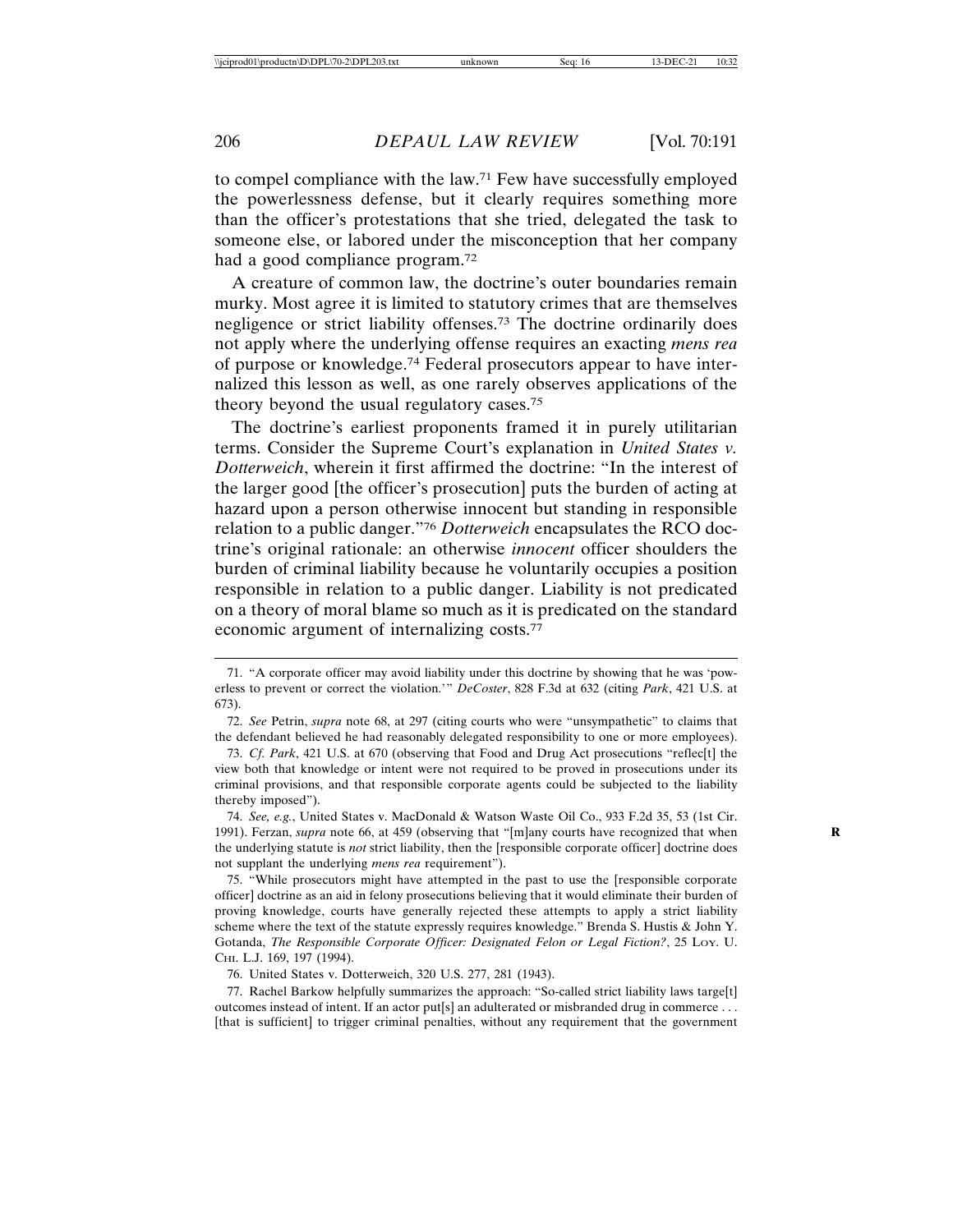to compel compliance with the law.[71] Few have successfully employed the powerlessness defense, but it clearly requires something more than the officer's protestations that she tried, delegated the task to someone else, or labored under the misconception that her company had a good compliance program.[72]

A creature of common law, the doctrine's outer boundaries remain murky. Most agree it is limited to statutory crimes that are themselves negligence or strict liability offenses.[73] The doctrine ordinarily does not apply where the underlying offense requires an exacting *mens rea* of purpose or knowledge.[74] Federal prosecutors appear to have internalized this lesson as well, as one rarely observes applications of the theory beyond the usual regulatory cases.[75]

The doctrine's earliest proponents framed it in purely utilitarian terms. Consider the Supreme Court's explanation in *United States v. Dotterweich*, wherein it first affirmed the doctrine: "In the interest of the larger good [the officer's prosecution] puts the burden of acting at hazard upon a person otherwise innocent but standing in responsible relation to a public danger."[76] *Dotterweich* encapsulates the RCO doctrine's original rationale: an otherwise *innocent* officer shoulders the burden of criminal liability because he voluntarily occupies a position responsible in relation to a public danger. Liability is not predicated on a theory of moral blame so much as it is predicated on the standard economic argument of internalizing costs.[77]

---

71. "A corporate officer may avoid liability under this doctrine by showing that he was 'powerless to prevent or correct the violation.'" *DeCoster*, 828 F.3d at 632 (citing *Park*, 421 U.S. at 673).

72. *See* Petrin, *supra* note 68, at 297 (citing courts who were "unsympathetic" to claims that the defendant believed he had reasonably delegated responsibility to one or more employees).

73. *Cf. Park*, 421 U.S. at 670 (observing that Food and Drug Act prosecutions "reflec[t] the view both that knowledge or intent were not required to be proved in prosecutions under its criminal provisions, and that responsible corporate agents could be subjected to the liability thereby imposed").

74. *See, e.g.*, United States v. MacDonald & Watson Waste Oil Co., 933 F.2d 35, 53 (1st Cir. 1991). Ferzan, *supra* note 66, at 459 (observing that "[m]any courts have recognized that when the underlying statute is *not* strict liability, then the [responsible corporate officer] doctrine does not supplant the underlying *mens rea* requirement").

75. "While prosecutors might have attempted in the past to use the [responsible corporate officer] doctrine as an aid in felony prosecutions believing that it would eliminate their burden of proving knowledge, courts have generally rejected these attempts to apply a strict liability scheme where the text of the statute expressly requires knowledge." Brenda S. Hustis & John Y. Gotanda, *The Responsible Corporate Officer: Designated Felon or Legal Fiction?*, 25 Loy. U. Chi. L.J. 169, 197 (1994).

76. United States v. Dotterweich, 320 U.S. 277, 281 (1943).

77. Rachel Barkow helpfully summarizes the approach: "So-called strict liability laws targe[t] outcomes instead of intent. If an actor put[s] an adulterated or misbranded drug in commerce . . . [that is sufficient] to trigger criminal penalties, without any requirement that the government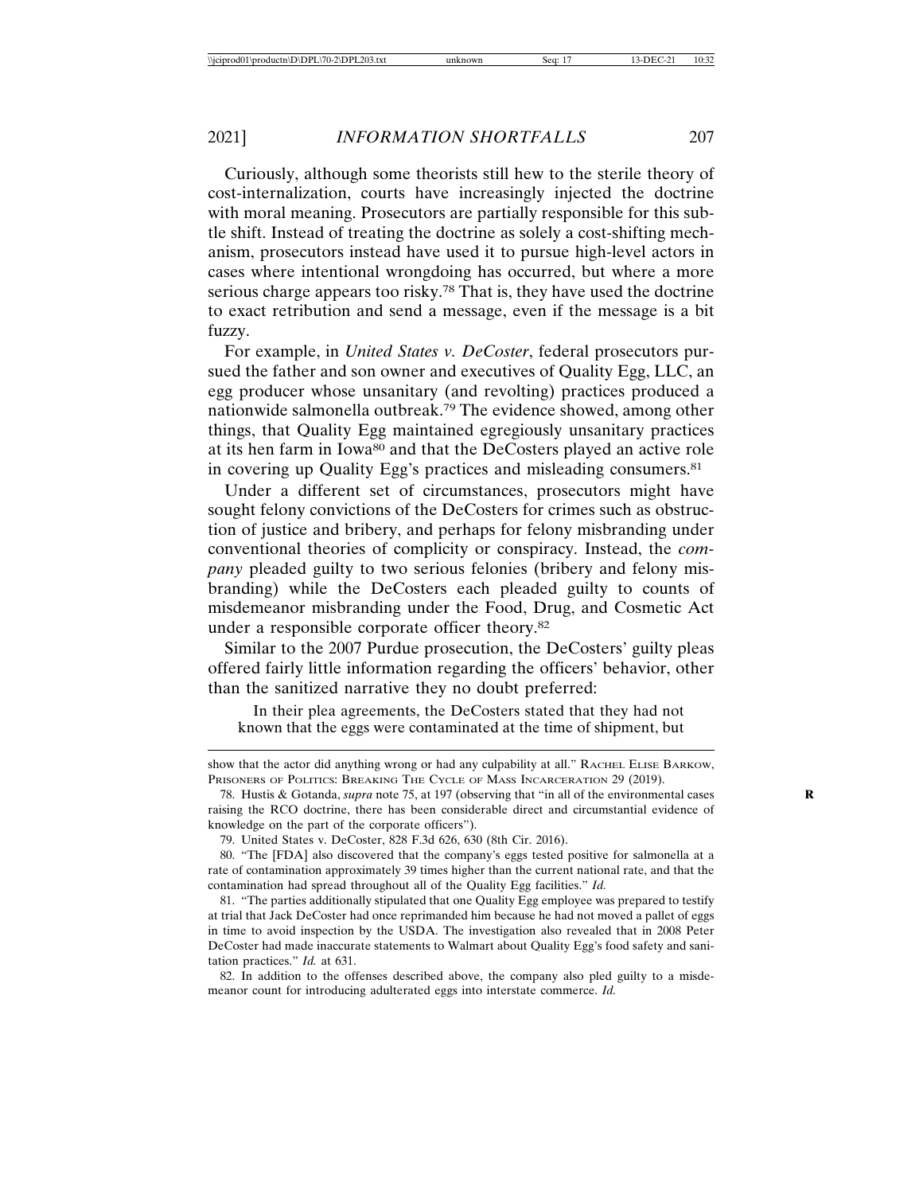Curiously, although some theorists still hew to the sterile theory of cost-internalization, courts have increasingly injected the doctrine with moral meaning. Prosecutors are partially responsible for this subtle shift. Instead of treating the doctrine as solely a cost-shifting mechanism, prosecutors instead have used it to pursue high-level actors in cases where intentional wrongdoing has occurred, but where a more serious charge appears too risky.[78] That is, they have used the doctrine to exact retribution and send a message, even if the message is a bit fuzzy.

For example, in *United States v. DeCoster*, federal prosecutors pursued the father and son owner and executives of Quality Egg, LLC, an egg producer whose unsanitary (and revolting) practices produced a nationwide salmonella outbreak.[79] The evidence showed, among other things, that Quality Egg maintained egregiously unsanitary practices at its hen farm in Iowa[80] and that the DeCosters played an active role in covering up Quality Egg's practices and misleading consumers.[81]

Under a different set of circumstances, prosecutors might have sought felony convictions of the DeCosters for crimes such as obstruction of justice and bribery, and perhaps for felony misbranding under conventional theories of complicity or conspiracy. Instead, the *company* pleaded guilty to two serious felonies (bribery and felony misbranding) while the DeCosters each pleaded guilty to counts of misdemeanor misbranding under the Food, Drug, and Cosmetic Act under a responsible corporate officer theory.[82]

Similar to the 2007 Purdue prosecution, the DeCosters' guilty pleas offered fairly little information regarding the officers' behavior, other than the sanitized narrative they no doubt preferred:

> In their plea agreements, the DeCosters stated that they had not known that the eggs were contaminated at the time of shipment, but

---

show that the actor did anything wrong or had any culpability at all." RACHEL ELISE BARKOW, PRISONERS OF POLITICS: BREAKING THE CYCLE OF MASS INCARCERATION 29 (2019).

78. Hustis & Gotanda, *supra* note 75, at 197 (observing that "in all of the environmental cases raising the RCO doctrine, there has been considerable direct and circumstantial evidence of knowledge on the part of the corporate officers").

79. United States v. DeCoster, 828 F.3d 626, 630 (8th Cir. 2016).

80. "The [FDA] also discovered that the company's eggs tested positive for salmonella at a rate of contamination approximately 39 times higher than the current national rate, and that the contamination had spread throughout all of the Quality Egg facilities." *Id.*

81. "The parties additionally stipulated that one Quality Egg employee was prepared to testify at trial that Jack DeCoster had once reprimanded him because he had not moved a pallet of eggs in time to avoid inspection by the USDA. The investigation also revealed that in 2008 Peter DeCoster had made inaccurate statements to Walmart about Quality Egg's food safety and sanitation practices." *Id.* at 631.

82. In addition to the offenses described above, the company also pled guilty to a misdemeanor count for introducing adulterated eggs into interstate commerce. *Id.*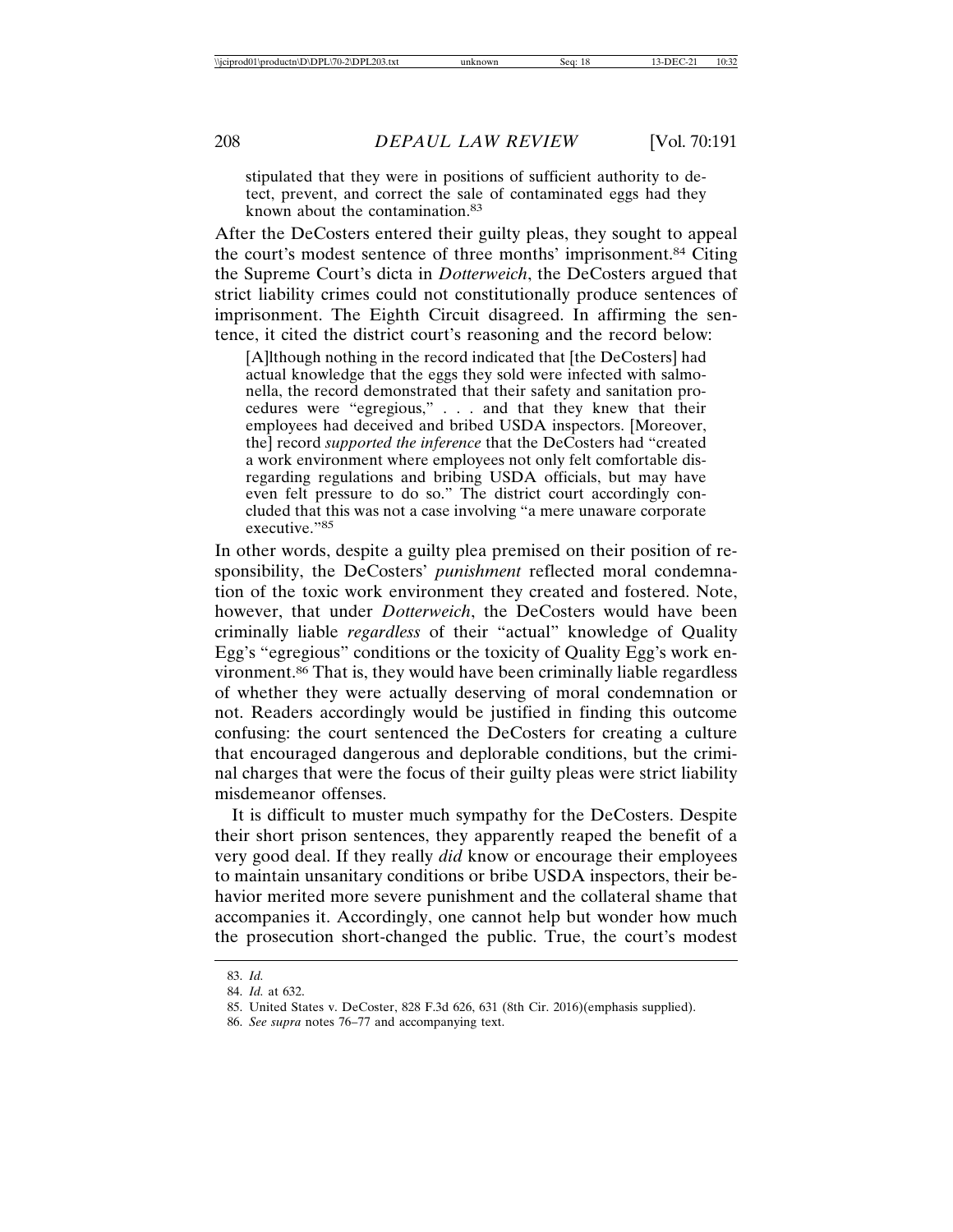stipulated that they were in positions of sufficient authority to detect, prevent, and correct the sale of contaminated eggs had they known about the contamination.[83]

After the DeCosters entered their guilty pleas, they sought to appeal the court's modest sentence of three months' imprisonment.[84] Citing the Supreme Court's dicta in *Dotterweich*, the DeCosters argued that strict liability crimes could not constitutionally produce sentences of imprisonment. The Eighth Circuit disagreed. In affirming the sentence, it cited the district court's reasoning and the record below:

> [A]lthough nothing in the record indicated that [the DeCosters] had actual knowledge that the eggs they sold were infected with salmonella, the record demonstrated that their safety and sanitation procedures were "egregious," . . . and that they knew that their employees had deceived and bribed USDA inspectors. [Moreover, the] record *supported the inference* that the DeCosters had "created a work environment where employees not only felt comfortable disregarding regulations and bribing USDA officials, but may have even felt pressure to do so." The district court accordingly concluded that this was not a case involving "a mere unaware corporate executive."[85]

In other words, despite a guilty plea premised on their position of responsibility, the DeCosters' *punishment* reflected moral condemnation of the toxic work environment they created and fostered. Note, however, that under *Dotterweich*, the DeCosters would have been criminally liable *regardless* of their "actual" knowledge of Quality Egg's "egregious" conditions or the toxicity of Quality Egg's work environment.[86] That is, they would have been criminally liable regardless of whether they were actually deserving of moral condemnation or not. Readers accordingly would be justified in finding this outcome confusing: the court sentenced the DeCosters for creating a culture that encouraged dangerous and deplorable conditions, but the criminal charges that were the focus of their guilty pleas were strict liability misdemeanor offenses.

It is difficult to muster much sympathy for the DeCosters. Despite their short prison sentences, they apparently reaped the benefit of a very good deal. If they really *did* know or encourage their employees to maintain unsanitary conditions or bribe USDA inspectors, their behavior merited more severe punishment and the collateral shame that accompanies it. Accordingly, one cannot help but wonder how much the prosecution short-changed the public. True, the court's modest

---

83. *Id.*

84. *Id.* at 632.

85. United States v. DeCoster, 828 F.3d 626, 631 (8th Cir. 2016)(emphasis supplied).

86. *See supra* notes 76–77 and accompanying text.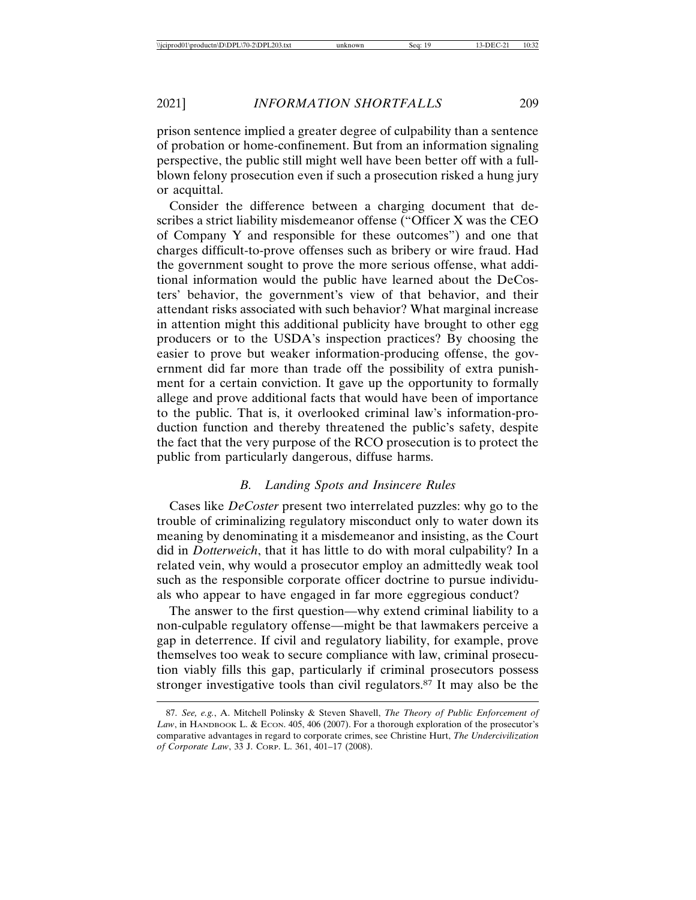prison sentence implied a greater degree of culpability than a sentence of probation or home-confinement. But from an information signaling perspective, the public still might well have been better off with a full-blown felony prosecution even if such a prosecution risked a hung jury or acquittal.

Consider the difference between a charging document that describes a strict liability misdemeanor offense ("Officer X was the CEO of Company Y and responsible for these outcomes") and one that charges difficult-to-prove offenses such as bribery or wire fraud. Had the government sought to prove the more serious offense, what additional information would the public have learned about the DeCosters' behavior, the government's view of that behavior, and their attendant risks associated with such behavior? What marginal increase in attention might this additional publicity have brought to other egg producers or to the USDA's inspection practices? By choosing the easier to prove but weaker information-producing offense, the government did far more than trade off the possibility of extra punishment for a certain conviction. It gave up the opportunity to formally allege and prove additional facts that would have been of importance to the public. That is, it overlooked criminal law's information-production function and thereby threatened the public's safety, despite the fact that the very purpose of the RCO prosecution is to protect the public from particularly dangerous, diffuse harms.

### *B. Landing Spots and Insincere Rules*

Cases like *DeCoster* present two interrelated puzzles: why go to the trouble of criminalizing regulatory misconduct only to water down its meaning by denominating it a misdemeanor and insisting, as the Court did in *Dotterweich*, that it has little to do with moral culpability? In a related vein, why would a prosecutor employ an admittedly weak tool such as the responsible corporate officer doctrine to pursue individuals who appear to have engaged in far more eggregious conduct?

The answer to the first question—why extend criminal liability to a non-culpable regulatory offense—might be that lawmakers perceive a gap in deterrence. If civil and regulatory liability, for example, prove themselves too weak to secure compliance with law, criminal prosecution viably fills this gap, particularly if criminal prosecutors possess stronger investigative tools than civil regulators.[87] It may also be the

---

87. *See, e.g.*, A. Mitchell Polinsky & Steven Shavell, *The Theory of Public Enforcement of Law*, in HANDBOOK L. & ECON. 405, 406 (2007). For a thorough exploration of the prosecutor's comparative advantages in regard to corporate crimes, see Christine Hurt, *The Undercivilization of Corporate Law*, 33 J. CORP. L. 361, 401–17 (2008).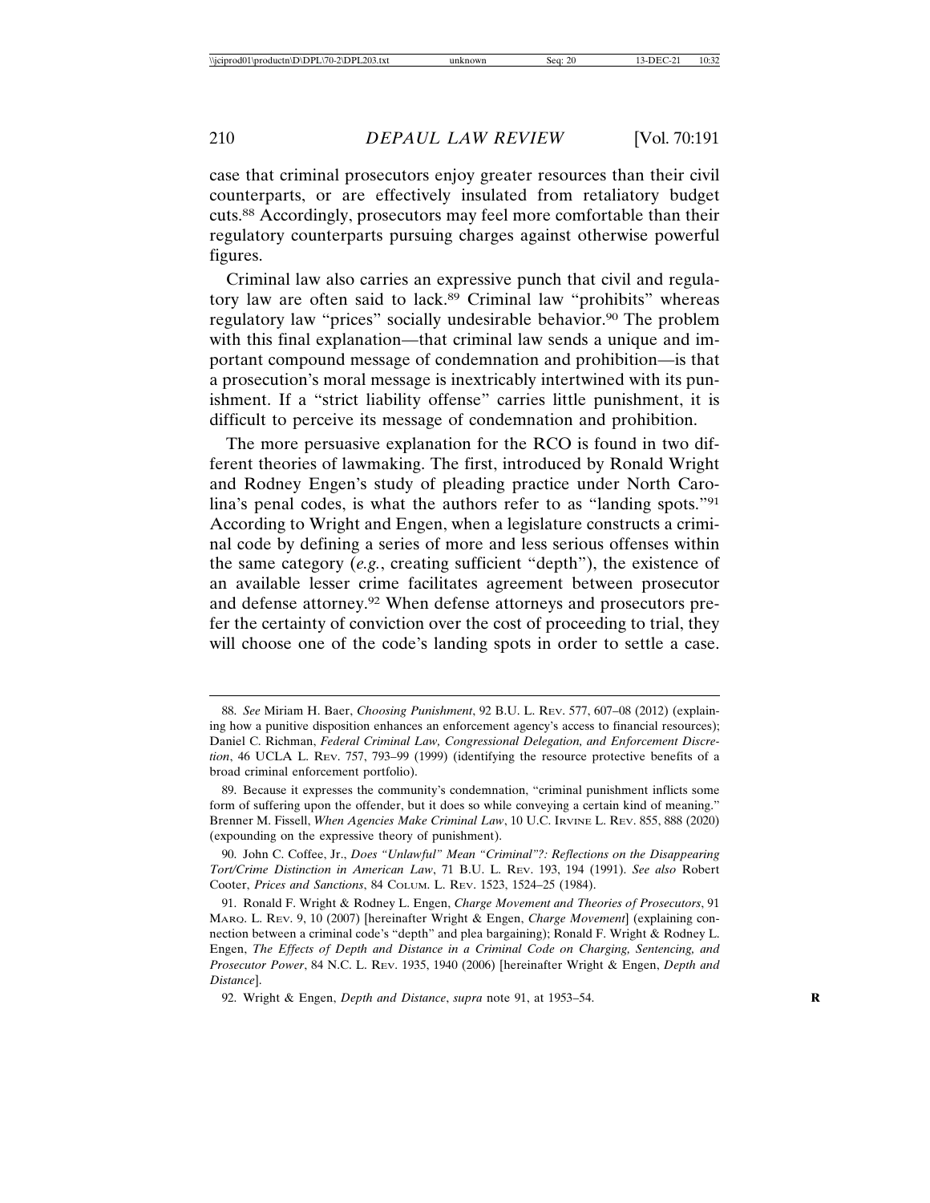case that criminal prosecutors enjoy greater resources than their civil counterparts, or are effectively insulated from retaliatory budget cuts.[88] Accordingly, prosecutors may feel more comfortable than their regulatory counterparts pursuing charges against otherwise powerful figures.

Criminal law also carries an expressive punch that civil and regulatory law are often said to lack.[89] Criminal law "prohibits" whereas regulatory law "prices" socially undesirable behavior.[90] The problem with this final explanation—that criminal law sends a unique and important compound message of condemnation and prohibition—is that a prosecution's moral message is inextricably intertwined with its punishment. If a "strict liability offense" carries little punishment, it is difficult to perceive its message of condemnation and prohibition.

The more persuasive explanation for the RCO is found in two different theories of lawmaking. The first, introduced by Ronald Wright and Rodney Engen's study of pleading practice under North Carolina's penal codes, is what the authors refer to as "landing spots."[91] According to Wright and Engen, when a legislature constructs a criminal code by defining a series of more and less serious offenses within the same category (*e.g.*, creating sufficient "depth"), the existence of an available lesser crime facilitates agreement between prosecutor and defense attorney.[92] When defense attorneys and prosecutors prefer the certainty of conviction over the cost of proceeding to trial, they will choose one of the code's landing spots in order to settle a case.

---

88. *See* Miriam H. Baer, *Choosing Punishment*, 92 B.U. L. Rev. 577, 607–08 (2012) (explaining how a punitive disposition enhances an enforcement agency's access to financial resources); Daniel C. Richman, *Federal Criminal Law, Congressional Delegation, and Enforcement Discretion*, 46 UCLA L. Rev. 757, 793–99 (1999) (identifying the resource protective benefits of a broad criminal enforcement portfolio).

89. Because it expresses the community's condemnation, "criminal punishment inflicts some form of suffering upon the offender, but it does so while conveying a certain kind of meaning." Brenner M. Fissell, *When Agencies Make Criminal Law*, 10 U.C. Irvine L. Rev. 855, 888 (2020) (expounding on the expressive theory of punishment).

90. John C. Coffee, Jr., *Does "Unlawful" Mean "Criminal"?: Reflections on the Disappearing Tort/Crime Distinction in American Law*, 71 B.U. L. Rev. 193, 194 (1991). *See also* Robert Cooter, *Prices and Sanctions*, 84 Colum. L. Rev. 1523, 1524–25 (1984).

91. Ronald F. Wright & Rodney L. Engen, *Charge Movement and Theories of Prosecutors*, 91 Marq. L. Rev. 9, 10 (2007) [hereinafter Wright & Engen, *Charge Movement*] (explaining connection between a criminal code's "depth" and plea bargaining); Ronald F. Wright & Rodney L. Engen, *The Effects of Depth and Distance in a Criminal Code on Charging, Sentencing, and Prosecutor Power*, 84 N.C. L. Rev. 1935, 1940 (2006) [hereinafter Wright & Engen, *Depth and Distance*].

92. Wright & Engen, *Depth and Distance*, *supra* note 91, at 1953–54.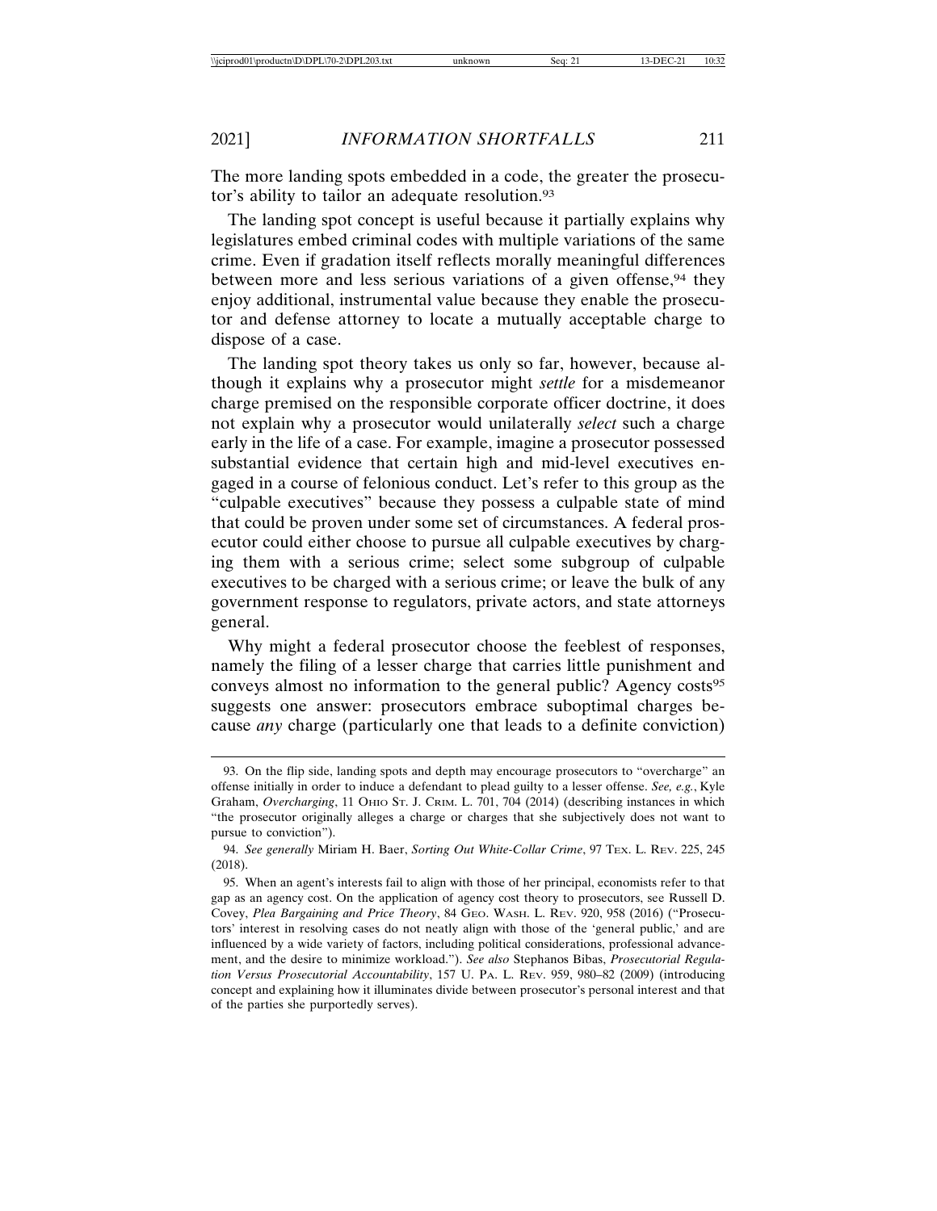The more landing spots embedded in a code, the greater the prosecutor's ability to tailor an adequate resolution.[93]

The landing spot concept is useful because it partially explains why legislatures embed criminal codes with multiple variations of the same crime. Even if gradation itself reflects morally meaningful differences between more and less serious variations of a given offense,[94] they enjoy additional, instrumental value because they enable the prosecutor and defense attorney to locate a mutually acceptable charge to dispose of a case.

The landing spot theory takes us only so far, however, because although it explains why a prosecutor might *settle* for a misdemeanor charge premised on the responsible corporate officer doctrine, it does not explain why a prosecutor would unilaterally *select* such a charge early in the life of a case. For example, imagine a prosecutor possessed substantial evidence that certain high and mid-level executives engaged in a course of felonious conduct. Let's refer to this group as the "culpable executives" because they possess a culpable state of mind that could be proven under some set of circumstances. A federal prosecutor could either choose to pursue all culpable executives by charging them with a serious crime; select some subgroup of culpable executives to be charged with a serious crime; or leave the bulk of any government response to regulators, private actors, and state attorneys general.

Why might a federal prosecutor choose the feeblest of responses, namely the filing of a lesser charge that carries little punishment and conveys almost no information to the general public? Agency costs[95] suggests one answer: prosecutors embrace suboptimal charges because *any* charge (particularly one that leads to a definite conviction)

---

93. On the flip side, landing spots and depth may encourage prosecutors to "overcharge" an offense initially in order to induce a defendant to plead guilty to a lesser offense. *See, e.g.*, Kyle Graham, *Overcharging*, 11 OHIO ST. J. CRIM. L. 701, 704 (2014) (describing instances in which "the prosecutor originally alleges a charge or charges that she subjectively does not want to pursue to conviction").

94. *See generally* Miriam H. Baer, *Sorting Out White-Collar Crime*, 97 TEX. L. REV. 225, 245 (2018).

95. When an agent's interests fail to align with those of her principal, economists refer to that gap as an agency cost. On the application of agency cost theory to prosecutors, see Russell D. Covey, *Plea Bargaining and Price Theory*, 84 GEO. WASH. L. REV. 920, 958 (2016) ("Prosecutors' interest in resolving cases do not neatly align with those of the 'general public,' and are influenced by a wide variety of factors, including political considerations, professional advancement, and the desire to minimize workload."). *See also* Stephanos Bibas, *Prosecutorial Regulation Versus Prosecutorial Accountability*, 157 U. PA. L. REV. 959, 980–82 (2009) (introducing concept and explaining how it illuminates divide between prosecutor's personal interest and that of the parties she purportedly serves).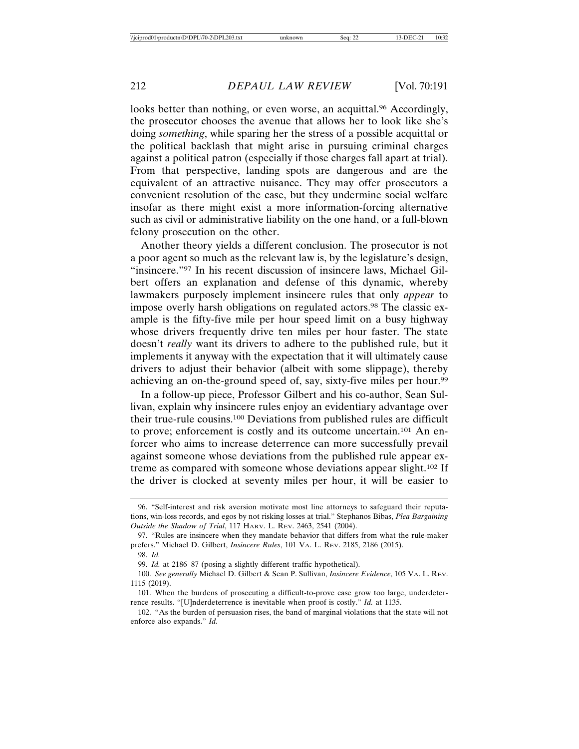looks better than nothing, or even worse, an acquittal.[96] Accordingly, the prosecutor chooses the avenue that allows her to look like she's doing *something*, while sparing her the stress of a possible acquittal or the political backlash that might arise in pursuing criminal charges against a political patron (especially if those charges fall apart at trial). From that perspective, landing spots are dangerous and are the equivalent of an attractive nuisance. They may offer prosecutors a convenient resolution of the case, but they undermine social welfare insofar as there might exist a more information-forcing alternative such as civil or administrative liability on the one hand, or a full-blown felony prosecution on the other.

Another theory yields a different conclusion. The prosecutor is not a poor agent so much as the relevant law is, by the legislature's design, "insincere."[97] In his recent discussion of insincere laws, Michael Gilbert offers an explanation and defense of this dynamic, whereby lawmakers purposely implement insincere rules that only *appear* to impose overly harsh obligations on regulated actors.[98] The classic example is the fifty-five mile per hour speed limit on a busy highway whose drivers frequently drive ten miles per hour faster. The state doesn't *really* want its drivers to adhere to the published rule, but it implements it anyway with the expectation that it will ultimately cause drivers to adjust their behavior (albeit with some slippage), thereby achieving an on-the-ground speed of, say, sixty-five miles per hour.[99]

In a follow-up piece, Professor Gilbert and his co-author, Sean Sullivan, explain why insincere rules enjoy an evidentiary advantage over their true-rule cousins.[100] Deviations from published rules are difficult to prove; enforcement is costly and its outcome uncertain.[101] An enforcer who aims to increase deterrence can more successfully prevail against someone whose deviations from the published rule appear extreme as compared with someone whose deviations appear slight.[102] If the driver is clocked at seventy miles per hour, it will be easier to

---

96. "Self-interest and risk aversion motivate most line attorneys to safeguard their reputations, win-loss records, and egos by not risking losses at trial." Stephanos Bibas, *Plea Bargaining Outside the Shadow of Trial*, 117 Harv. L. Rev. 2463, 2541 (2004).

97. "Rules are insincere when they mandate behavior that differs from what the rule-maker prefers." Michael D. Gilbert, *Insincere Rules*, 101 Va. L. Rev. 2185, 2186 (2015).

98. *Id.*

99. *Id.* at 2186–87 (posing a slightly different traffic hypothetical).

100. *See generally* Michael D. Gilbert & Sean P. Sullivan, *Insincere Evidence*, 105 Va. L. Rev. 1115 (2019).

101. When the burdens of prosecuting a difficult-to-prove case grow too large, underdeterrence results. "[U]nderdeterrence is inevitable when proof is costly." *Id.* at 1135.

102. "As the burden of persuasion rises, the band of marginal violations that the state will not enforce also expands." *Id.*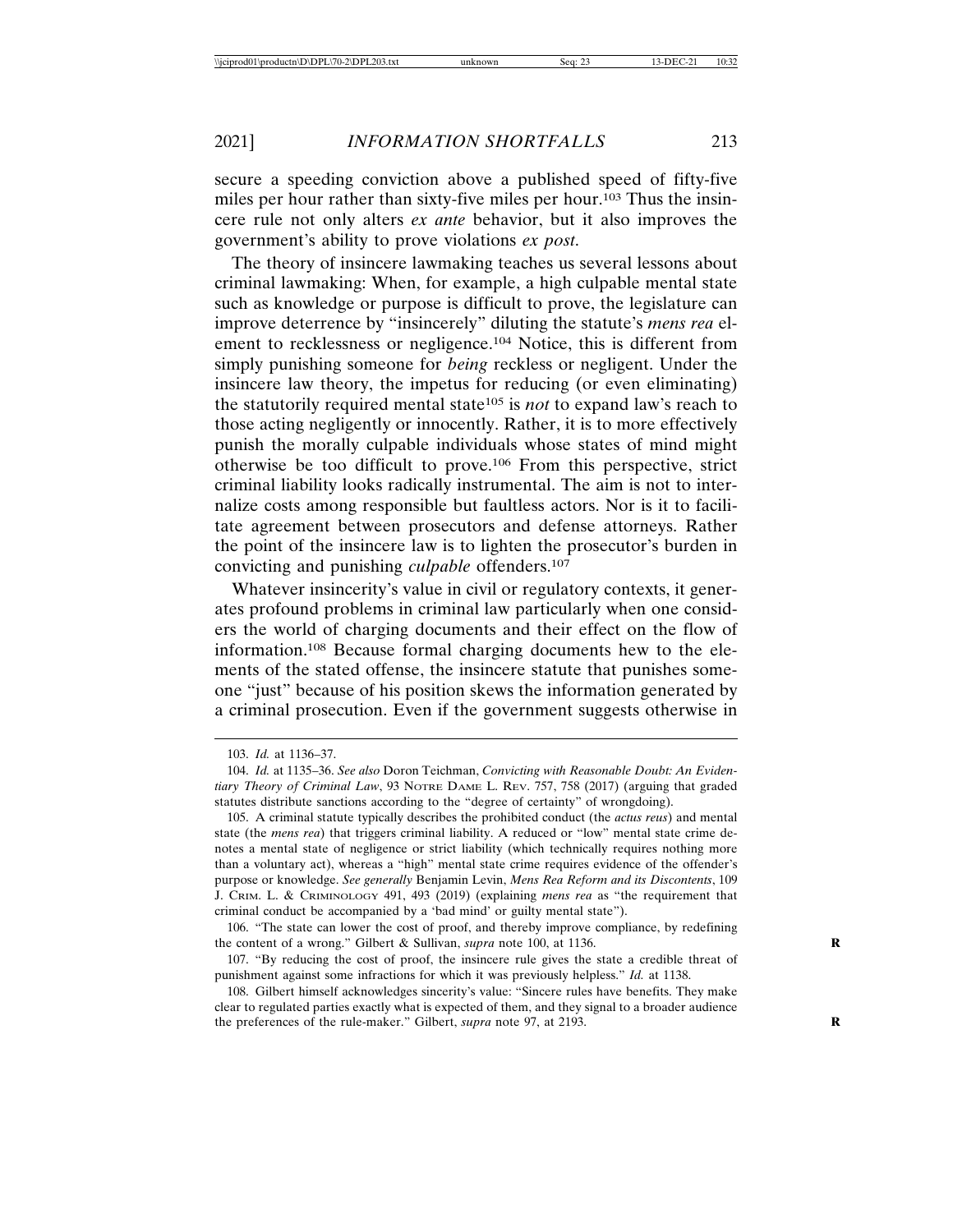secure a speeding conviction above a published speed of fifty-five miles per hour rather than sixty-five miles per hour.[103] Thus the insincere rule not only alters *ex ante* behavior, but it also improves the government's ability to prove violations *ex post*.

The theory of insincere lawmaking teaches us several lessons about criminal lawmaking: When, for example, a high culpable mental state such as knowledge or purpose is difficult to prove, the legislature can improve deterrence by "insincerely" diluting the statute's *mens rea* element to recklessness or negligence.[104] Notice, this is different from simply punishing someone for *being* reckless or negligent. Under the insincere law theory, the impetus for reducing (or even eliminating) the statutorily required mental state[105] is *not* to expand law's reach to those acting negligently or innocently. Rather, it is to more effectively punish the morally culpable individuals whose states of mind might otherwise be too difficult to prove.[106] From this perspective, strict criminal liability looks radically instrumental. The aim is not to internalize costs among responsible but faultless actors. Nor is it to facilitate agreement between prosecutors and defense attorneys. Rather the point of the insincere law is to lighten the prosecutor's burden in convicting and punishing *culpable* offenders.[107]

Whatever insincerity's value in civil or regulatory contexts, it generates profound problems in criminal law particularly when one considers the world of charging documents and their effect on the flow of information.[108] Because formal charging documents hew to the elements of the stated offense, the insincere statute that punishes someone "just" because of his position skews the information generated by a criminal prosecution. Even if the government suggests otherwise in

---

103. *Id.* at 1136–37.

104. *Id.* at 1135–36. *See also* Doron Teichman, *Convicting with Reasonable Doubt: An Evidentiary Theory of Criminal Law*, 93 NOTRE DAME L. REV. 757, 758 (2017) (arguing that graded statutes distribute sanctions according to the "degree of certainty" of wrongdoing).

105. A criminal statute typically describes the prohibited conduct (the *actus reus*) and mental state (the *mens rea*) that triggers criminal liability. A reduced or "low" mental state crime denotes a mental state of negligence or strict liability (which technically requires nothing more than a voluntary act), whereas a "high" mental state crime requires evidence of the offender's purpose or knowledge. *See generally* Benjamin Levin, *Mens Rea Reform and its Discontents*, 109 J. CRIM. L. & CRIMINOLOGY 491, 493 (2019) (explaining *mens rea* as "the requirement that criminal conduct be accompanied by a 'bad mind' or guilty mental state").

106. "The state can lower the cost of proof, and thereby improve compliance, by redefining the content of a wrong." Gilbert & Sullivan, *supra* note 100, at 1136.

107. "By reducing the cost of proof, the insincere rule gives the state a credible threat of punishment against some infractions for which it was previously helpless." *Id.* at 1138.

108. Gilbert himself acknowledges sincerity's value: "Sincere rules have benefits. They make clear to regulated parties exactly what is expected of them, and they signal to a broader audience the preferences of the rule-maker." Gilbert, *supra* note 97, at 2193.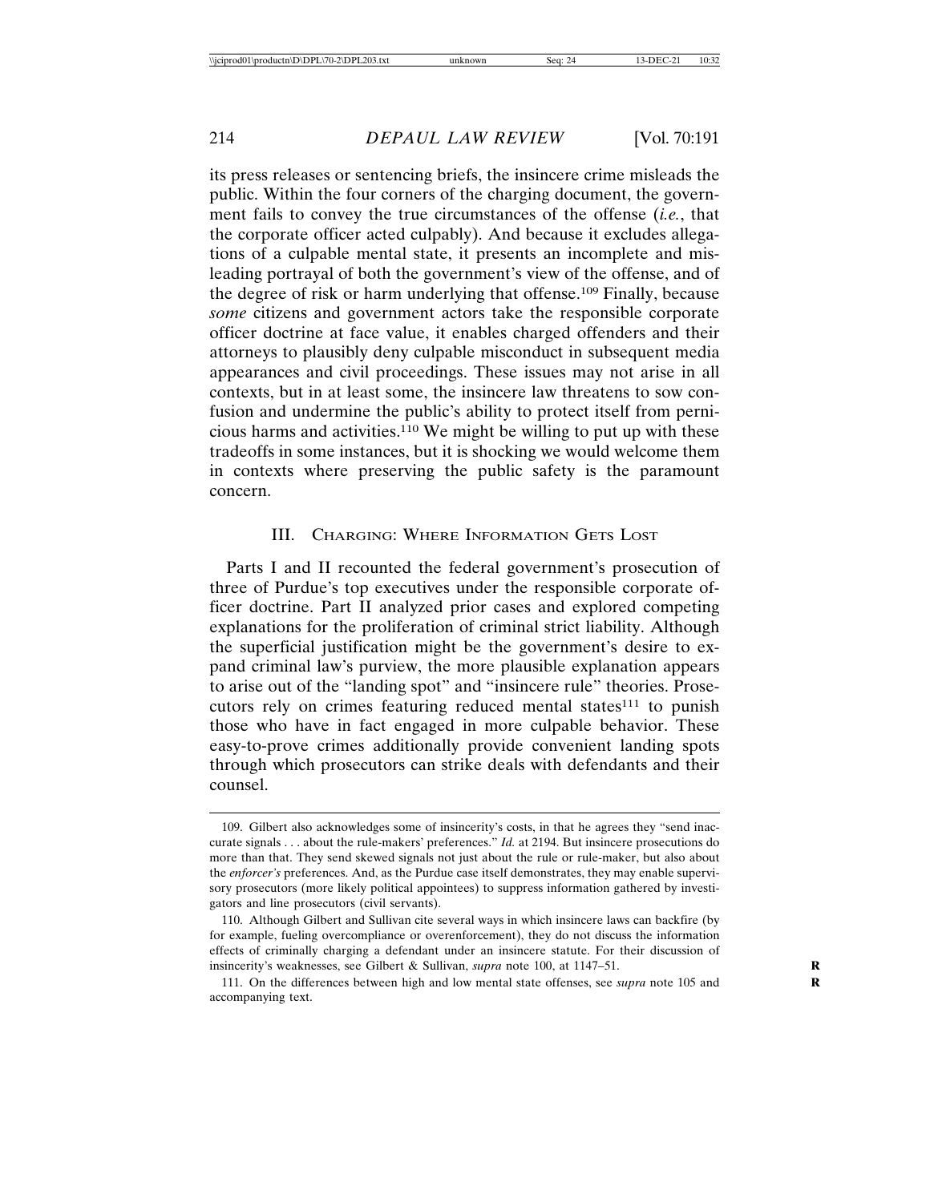its press releases or sentencing briefs, the insincere crime misleads the public. Within the four corners of the charging document, the government fails to convey the true circumstances of the offense (*i.e.*, that the corporate officer acted culpably). And because it excludes allegations of a culpable mental state, it presents an incomplete and misleading portrayal of both the government's view of the offense, and of the degree of risk or harm underlying that offense.[109] Finally, because *some* citizens and government actors take the responsible corporate officer doctrine at face value, it enables charged offenders and their attorneys to plausibly deny culpable misconduct in subsequent media appearances and civil proceedings. These issues may not arise in all contexts, but in at least some, the insincere law threatens to sow confusion and undermine the public's ability to protect itself from pernicious harms and activities.[110] We might be willing to put up with these tradeoffs in some instances, but it is shocking we would welcome them in contexts where preserving the public safety is the paramount concern.

## III. Charging: Where Information Gets Lost

Parts I and II recounted the federal government's prosecution of three of Purdue's top executives under the responsible corporate officer doctrine. Part II analyzed prior cases and explored competing explanations for the proliferation of criminal strict liability. Although the superficial justification might be the government's desire to expand criminal law's purview, the more plausible explanation appears to arise out of the "landing spot" and "insincere rule" theories. Prosecutors rely on crimes featuring reduced mental states[111] to punish those who have in fact engaged in more culpable behavior. These easy-to-prove crimes additionally provide convenient landing spots through which prosecutors can strike deals with defendants and their counsel.

---

109. Gilbert also acknowledges some of insincerity's costs, in that he agrees they "send inaccurate signals . . . about the rule-makers' preferences." *Id.* at 2194. But insincere prosecutions do more than that. They send skewed signals not just about the rule or rule-maker, but also about the *enforcer's* preferences. And, as the Purdue case itself demonstrates, they may enable supervisory prosecutors (more likely political appointees) to suppress information gathered by investigators and line prosecutors (civil servants).

110. Although Gilbert and Sullivan cite several ways in which insincere laws can backfire (by for example, fueling overcompliance or overenforcement), they do not discuss the information effects of criminally charging a defendant under an insincere statute. For their discussion of insincerity's weaknesses, see Gilbert & Sullivan, *supra* note 100, at 1147–51.

111. On the differences between high and low mental state offenses, see *supra* note 105 and accompanying text.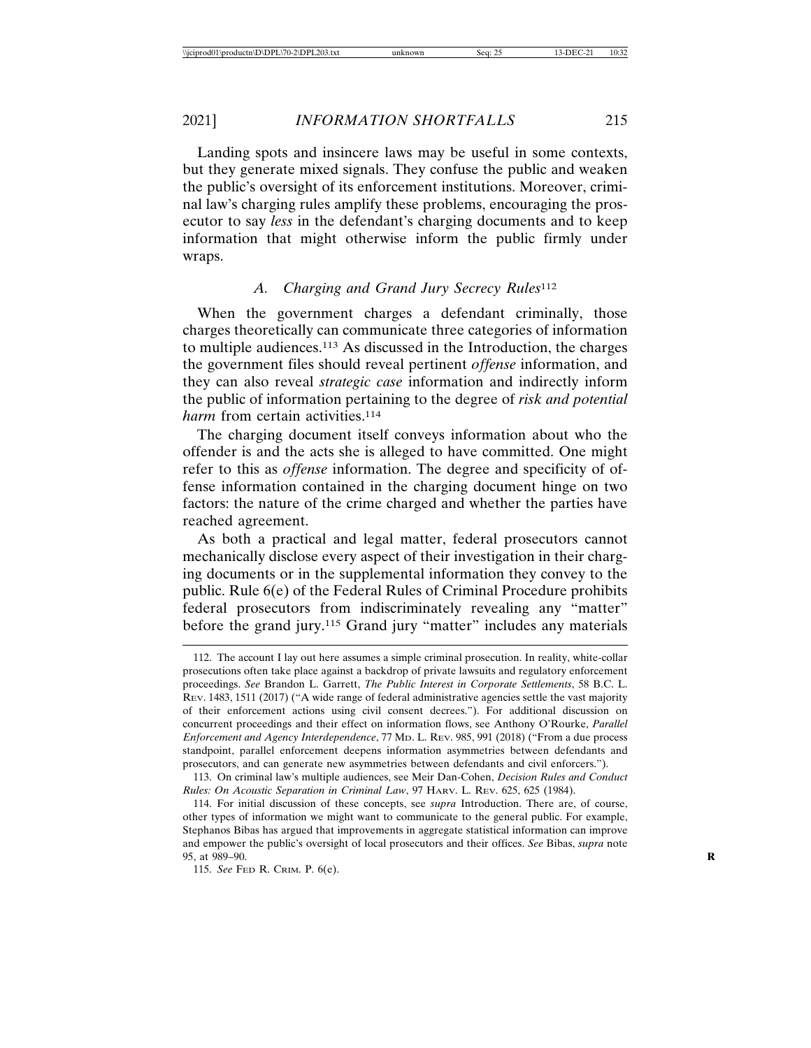Landing spots and insincere laws may be useful in some contexts, but they generate mixed signals. They confuse the public and weaken the public's oversight of its enforcement institutions. Moreover, criminal law's charging rules amplify these problems, encouraging the prosecutor to say *less* in the defendant's charging documents and to keep information that might otherwise inform the public firmly under wraps.

### A. Charging and Grand Jury Secrecy Rules[112]

When the government charges a defendant criminally, those charges theoretically can communicate three categories of information to multiple audiences.[113] As discussed in the Introduction, the charges the government files should reveal pertinent *offense* information, and they can also reveal *strategic case* information and indirectly inform the public of information pertaining to the degree of *risk and potential harm* from certain activities.[114]

The charging document itself conveys information about who the offender is and the acts she is alleged to have committed. One might refer to this as *offense* information. The degree and specificity of offense information contained in the charging document hinge on two factors: the nature of the crime charged and whether the parties have reached agreement.

As both a practical and legal matter, federal prosecutors cannot mechanically disclose every aspect of their investigation in their charging documents or in the supplemental information they convey to the public. Rule 6(e) of the Federal Rules of Criminal Procedure prohibits federal prosecutors from indiscriminately revealing any "matter" before the grand jury.[115] Grand jury "matter" includes any materials

---

112. The account I lay out here assumes a simple criminal prosecution. In reality, white-collar prosecutions often take place against a backdrop of private lawsuits and regulatory enforcement proceedings. *See* Brandon L. Garrett, *The Public Interest in Corporate Settlements*, 58 B.C. L. Rev. 1483, 1511 (2017) ("A wide range of federal administrative agencies settle the vast majority of their enforcement actions using civil consent decrees."). For additional discussion on concurrent proceedings and their effect on information flows, see Anthony O'Rourke, *Parallel Enforcement and Agency Interdependence*, 77 Md. L. Rev. 985, 991 (2018) ("From a due process standpoint, parallel enforcement deepens information asymmetries between defendants and prosecutors, and can generate new asymmetries between defendants and civil enforcers.").

113. On criminal law's multiple audiences, see Meir Dan-Cohen, *Decision Rules and Conduct Rules: On Acoustic Separation in Criminal Law*, 97 Harv. L. Rev. 625, 625 (1984).

114. For initial discussion of these concepts, see *supra* Introduction. There are, of course, other types of information we might want to communicate to the general public. For example, Stephanos Bibas has argued that improvements in aggregate statistical information can improve and empower the public's oversight of local prosecutors and their offices. *See* Bibas, *supra* note 95, at 989–90.

115. *See* Fed R. Crim. P. 6(e).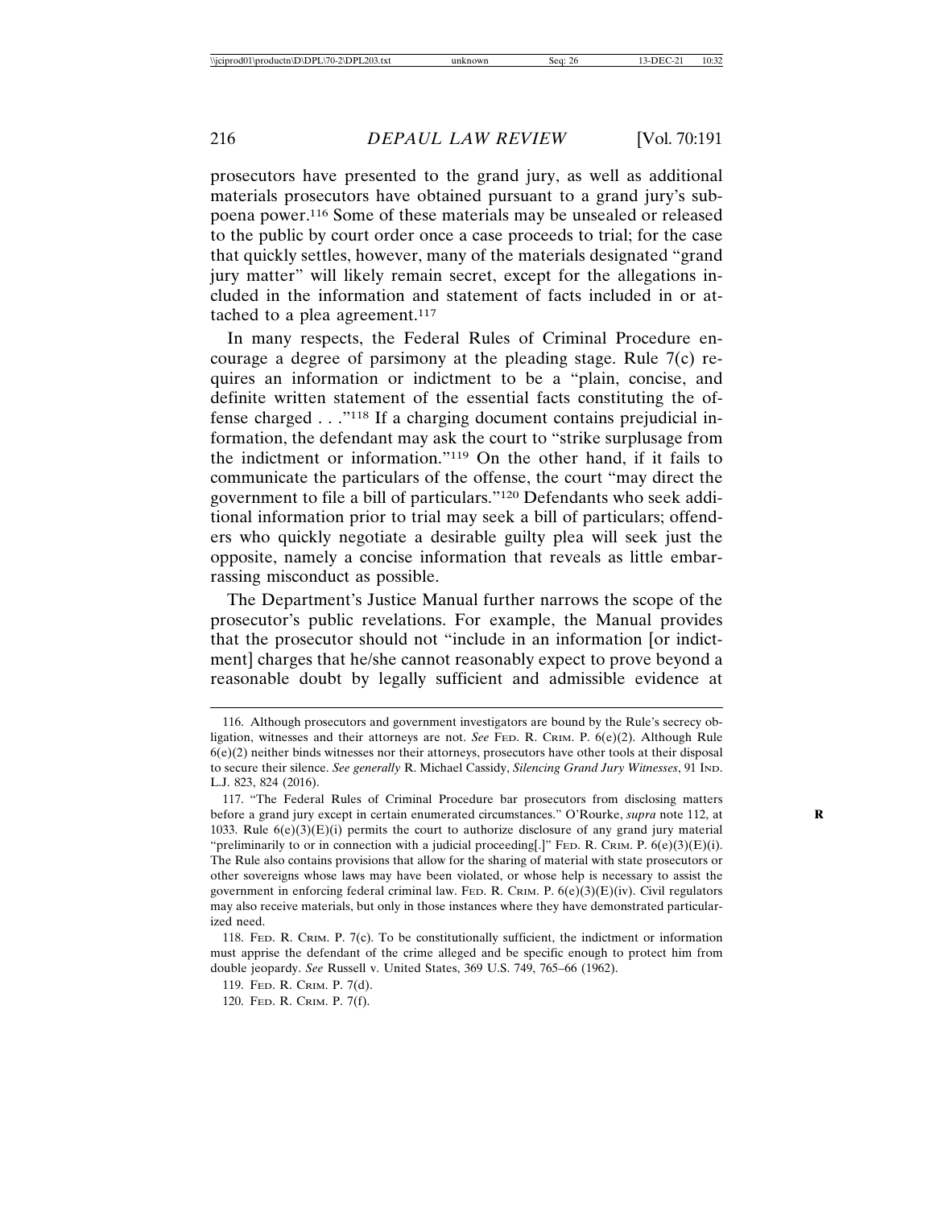prosecutors have presented to the grand jury, as well as additional materials prosecutors have obtained pursuant to a grand jury's subpoena power.[116] Some of these materials may be unsealed or released to the public by court order once a case proceeds to trial; for the case that quickly settles, however, many of the materials designated "grand jury matter" will likely remain secret, except for the allegations included in the information and statement of facts included in or attached to a plea agreement.[117]

In many respects, the Federal Rules of Criminal Procedure encourage a degree of parsimony at the pleading stage. Rule 7(c) requires an information or indictment to be a "plain, concise, and definite written statement of the essential facts constituting the offense charged . . ."[118] If a charging document contains prejudicial information, the defendant may ask the court to "strike surplusage from the indictment or information."[119] On the other hand, if it fails to communicate the particulars of the offense, the court "may direct the government to file a bill of particulars."[120] Defendants who seek additional information prior to trial may seek a bill of particulars; offenders who quickly negotiate a desirable guilty plea will seek just the opposite, namely a concise information that reveals as little embarrassing misconduct as possible.

The Department's Justice Manual further narrows the scope of the prosecutor's public revelations. For example, the Manual provides that the prosecutor should not "include in an information [or indictment] charges that he/she cannot reasonably expect to prove beyond a reasonable doubt by legally sufficient and admissible evidence at

---

116. Although prosecutors and government investigators are bound by the Rule's secrecy obligation, witnesses and their attorneys are not. *See* FED. R. CRIM. P. 6(e)(2). Although Rule 6(e)(2) neither binds witnesses nor their attorneys, prosecutors have other tools at their disposal to secure their silence. *See generally* R. Michael Cassidy, *Silencing Grand Jury Witnesses*, 91 IND. L.J. 823, 824 (2016).

117. "The Federal Rules of Criminal Procedure bar prosecutors from disclosing matters before a grand jury except in certain enumerated circumstances." O'Rourke, *supra* note 112, at 1033. Rule 6(e)(3)(E)(i) permits the court to authorize disclosure of any grand jury material "preliminarily to or in connection with a judicial proceeding[.]" FED. R. CRIM. P. 6(e)(3)(E)(i). The Rule also contains provisions that allow for the sharing of material with state prosecutors or other sovereigns whose laws may have been violated, or whose help is necessary to assist the government in enforcing federal criminal law. FED. R. CRIM. P. 6(e)(3)(E)(iv). Civil regulators may also receive materials, but only in those instances where they have demonstrated particularized need.

118. FED. R. CRIM. P. 7(c). To be constitutionally sufficient, the indictment or information must apprise the defendant of the crime alleged and be specific enough to protect him from double jeopardy. *See* Russell v. United States, 369 U.S. 749, 765–66 (1962).

119. FED. R. CRIM. P. 7(d).

120. FED. R. CRIM. P. 7(f).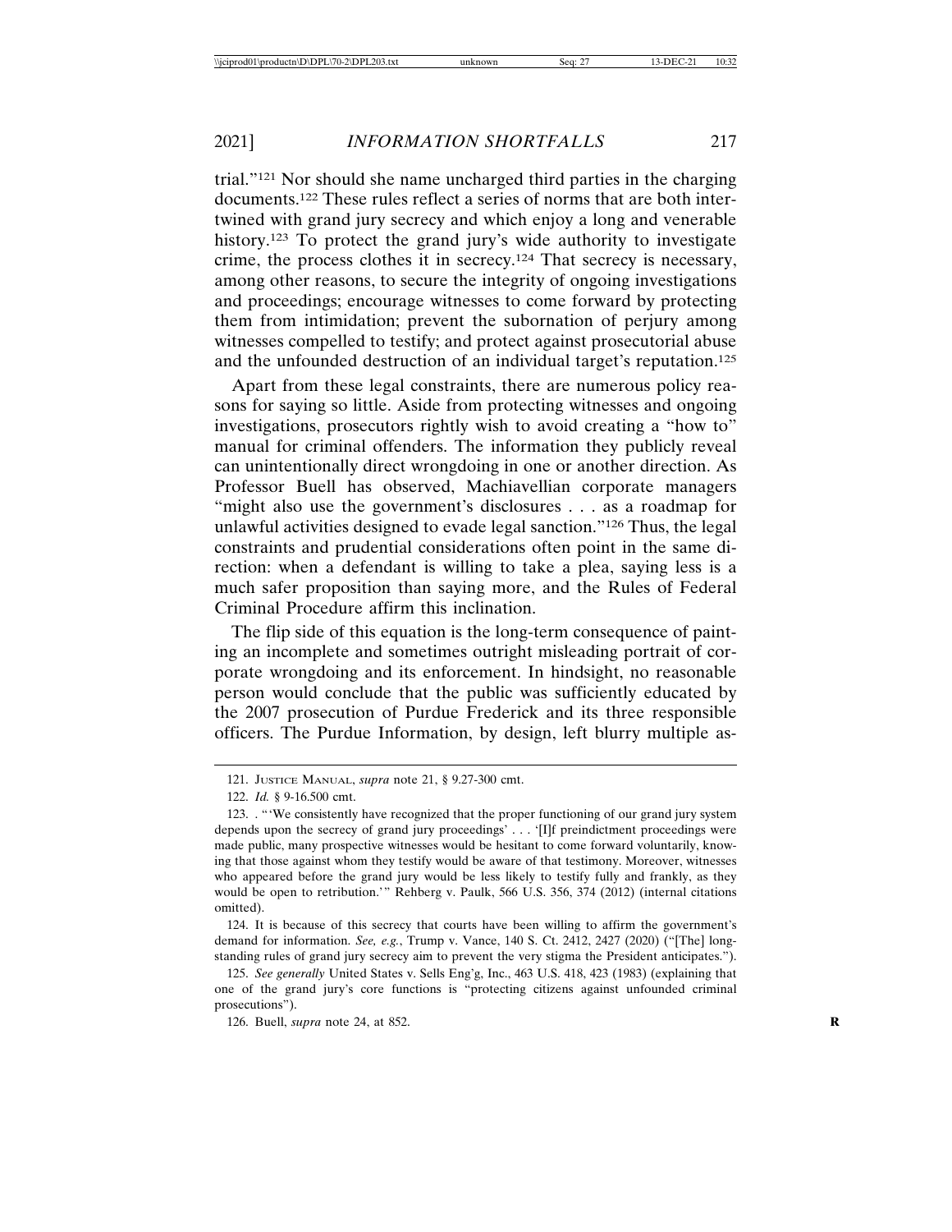trial."[121] Nor should she name uncharged third parties in the charging documents.[122] These rules reflect a series of norms that are both intertwined with grand jury secrecy and which enjoy a long and venerable history.[123] To protect the grand jury's wide authority to investigate crime, the process clothes it in secrecy.[124] That secrecy is necessary, among other reasons, to secure the integrity of ongoing investigations and proceedings; encourage witnesses to come forward by protecting them from intimidation; prevent the subornation of perjury among witnesses compelled to testify; and protect against prosecutorial abuse and the unfounded destruction of an individual target's reputation.[125]

Apart from these legal constraints, there are numerous policy reasons for saying so little. Aside from protecting witnesses and ongoing investigations, prosecutors rightly wish to avoid creating a "how to" manual for criminal offenders. The information they publicly reveal can unintentionally direct wrongdoing in one or another direction. As Professor Buell has observed, Machiavellian corporate managers "might also use the government's disclosures . . . as a roadmap for unlawful activities designed to evade legal sanction."[126] Thus, the legal constraints and prudential considerations often point in the same direction: when a defendant is willing to take a plea, saying less is a much safer proposition than saying more, and the Rules of Federal Criminal Procedure affirm this inclination.

The flip side of this equation is the long-term consequence of painting an incomplete and sometimes outright misleading portrait of corporate wrongdoing and its enforcement. In hindsight, no reasonable person would conclude that the public was sufficiently educated by the 2007 prosecution of Purdue Frederick and its three responsible officers. The Purdue Information, by design, left blurry multiple as-

---

121. Justice Manual, *supra* note 21, § 9.27-300 cmt.

122. *Id.* § 9-16.500 cmt.

123. . "'We consistently have recognized that the proper functioning of our grand jury system depends upon the secrecy of grand jury proceedings' . . . '[I]f preindictment proceedings were made public, many prospective witnesses would be hesitant to come forward voluntarily, knowing that those against whom they testify would be aware of that testimony. Moreover, witnesses who appeared before the grand jury would be less likely to testify fully and frankly, as they would be open to retribution.'" Rehberg v. Paulk, 566 U.S. 356, 374 (2012) (internal citations omitted).

124. It is because of this secrecy that courts have been willing to affirm the government's demand for information. *See, e.g.*, Trump v. Vance, 140 S. Ct. 2412, 2427 (2020) ("[The] longstanding rules of grand jury secrecy aim to prevent the very stigma the President anticipates.").

125. *See generally* United States v. Sells Eng'g, Inc., 463 U.S. 418, 423 (1983) (explaining that one of the grand jury's core functions is "protecting citizens against unfounded criminal prosecutions").

126. Buell, *supra* note 24, at 852.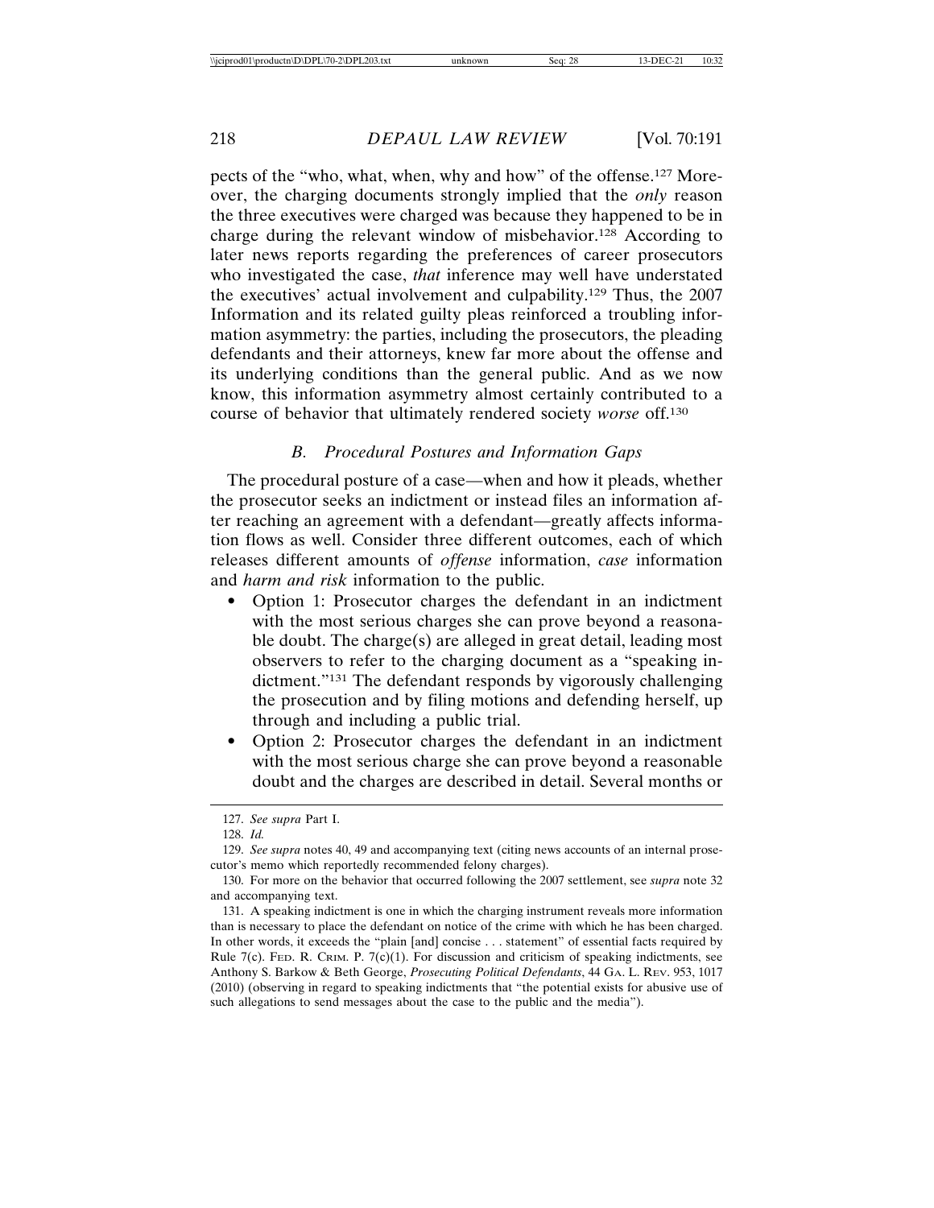pects of the "who, what, when, why and how" of the offense.[127] Moreover, the charging documents strongly implied that the *only* reason the three executives were charged was because they happened to be in charge during the relevant window of misbehavior.[128] According to later news reports regarding the preferences of career prosecutors who investigated the case, *that* inference may well have understated the executives' actual involvement and culpability.[129] Thus, the 2007 Information and its related guilty pleas reinforced a troubling information asymmetry: the parties, including the prosecutors, the pleading defendants and their attorneys, knew far more about the offense and its underlying conditions than the general public. And as we now know, this information asymmetry almost certainly contributed to a course of behavior that ultimately rendered society *worse* off.[130]

### *B. Procedural Postures and Information Gaps*

The procedural posture of a case—when and how it pleads, whether the prosecutor seeks an indictment or instead files an information after reaching an agreement with a defendant—greatly affects information flows as well. Consider three different outcomes, each of which releases different amounts of *offense* information, *case* information and *harm and risk* information to the public.

- Option 1: Prosecutor charges the defendant in an indictment with the most serious charges she can prove beyond a reasonable doubt. The charge(s) are alleged in great detail, leading most observers to refer to the charging document as a "speaking indictment."[131] The defendant responds by vigorously challenging the prosecution and by filing motions and defending herself, up through and including a public trial.
- Option 2: Prosecutor charges the defendant in an indictment with the most serious charge she can prove beyond a reasonable doubt and the charges are described in detail. Several months or

---

127. *See supra* Part I.

128. *Id.*

129. *See supra* notes 40, 49 and accompanying text (citing news accounts of an internal prosecutor's memo which reportedly recommended felony charges).

130. For more on the behavior that occurred following the 2007 settlement, see *supra* note 32 and accompanying text.

131. A speaking indictment is one in which the charging instrument reveals more information than is necessary to place the defendant on notice of the crime with which he has been charged. In other words, it exceeds the "plain [and] concise . . . statement" of essential facts required by Rule 7(c). FED. R. CRIM. P. 7(c)(1). For discussion and criticism of speaking indictments, see Anthony S. Barkow & Beth George, *Prosecuting Political Defendants*, 44 GA. L. REV. 953, 1017 (2010) (observing in regard to speaking indictments that "the potential exists for abusive use of such allegations to send messages about the case to the public and the media").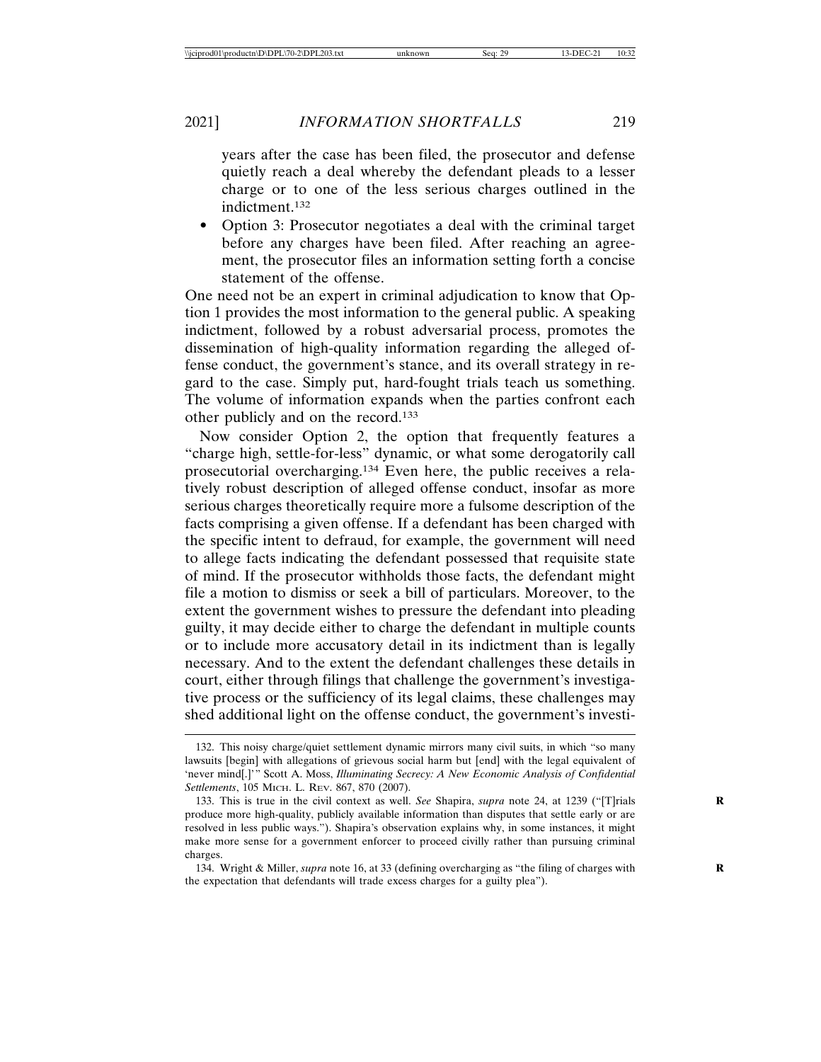years after the case has been filed, the prosecutor and defense quietly reach a deal whereby the defendant pleads to a lesser charge or to one of the less serious charges outlined in the indictment.[132]

- Option 3: Prosecutor negotiates a deal with the criminal target before any charges have been filed. After reaching an agreement, the prosecutor files an information setting forth a concise statement of the offense.

One need not be an expert in criminal adjudication to know that Option 1 provides the most information to the general public. A speaking indictment, followed by a robust adversarial process, promotes the dissemination of high-quality information regarding the alleged offense conduct, the government's stance, and its overall strategy in regard to the case. Simply put, hard-fought trials teach us something. The volume of information expands when the parties confront each other publicly and on the record.[133]

Now consider Option 2, the option that frequently features a "charge high, settle-for-less" dynamic, or what some derogatorily call prosecutorial overcharging.[134] Even here, the public receives a relatively robust description of alleged offense conduct, insofar as more serious charges theoretically require more a fulsome description of the facts comprising a given offense. If a defendant has been charged with the specific intent to defraud, for example, the government will need to allege facts indicating the defendant possessed that requisite state of mind. If the prosecutor withholds those facts, the defendant might file a motion to dismiss or seek a bill of particulars. Moreover, to the extent the government wishes to pressure the defendant into pleading guilty, it may decide either to charge the defendant in multiple counts or to include more accusatory detail in its indictment than is legally necessary. And to the extent the defendant challenges these details in court, either through filings that challenge the government's investigative process or the sufficiency of its legal claims, these challenges may shed additional light on the offense conduct, the government's investi-

---

132. This noisy charge/quiet settlement dynamic mirrors many civil suits, in which "so many lawsuits [begin] with allegations of grievous social harm but [end] with the legal equivalent of 'never mind[.]'" Scott A. Moss, *Illuminating Secrecy: A New Economic Analysis of Confidential Settlements*, 105 MICH. L. REV. 867, 870 (2007).

133. This is true in the civil context as well. *See* Shapira, *supra* note 24, at 1239 ("[T]rials produce more high-quality, publicly available information than disputes that settle early or are resolved in less public ways."). Shapira's observation explains why, in some instances, it might make more sense for a government enforcer to proceed civilly rather than pursuing criminal charges.

134. Wright & Miller, *supra* note 16, at 33 (defining overcharging as "the filing of charges with the expectation that defendants will trade excess charges for a guilty plea").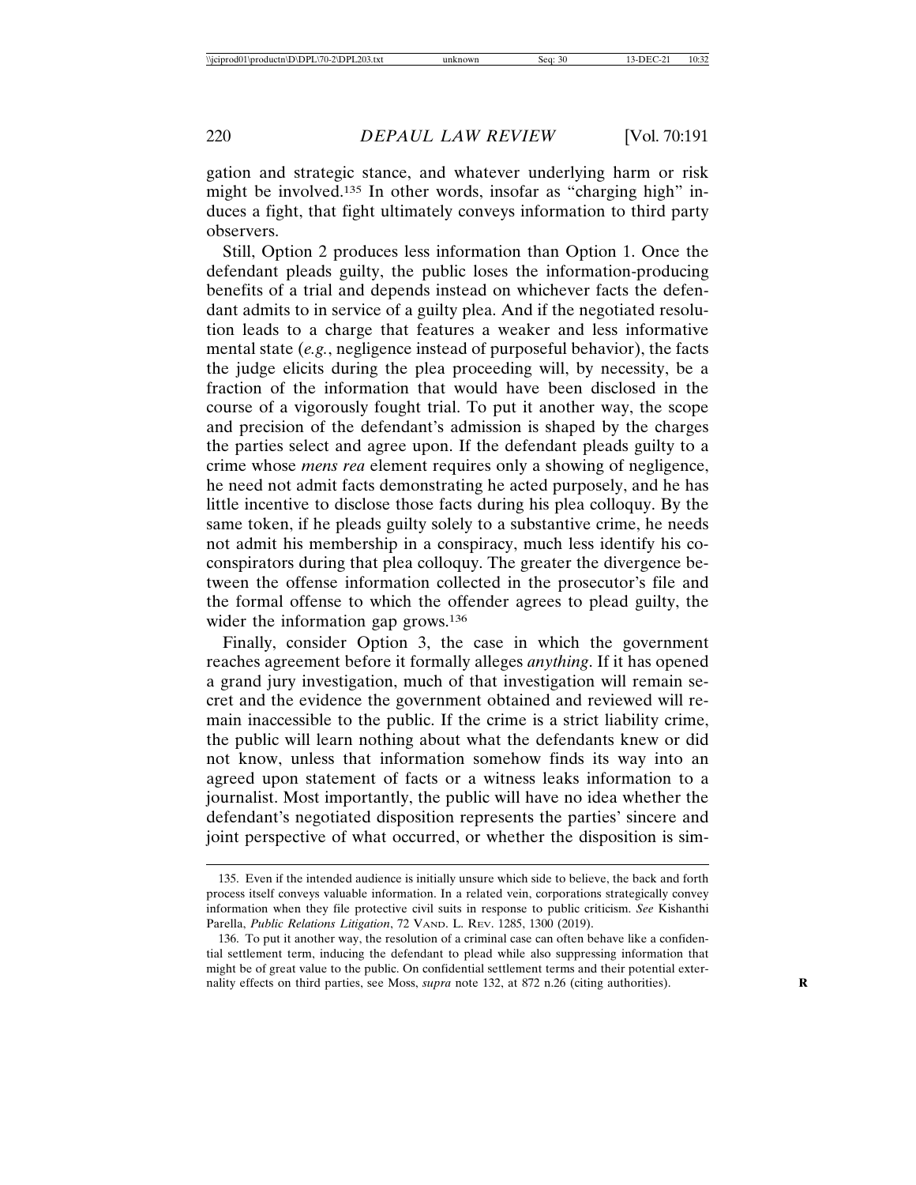gation and strategic stance, and whatever underlying harm or risk might be involved.[135] In other words, insofar as "charging high" induces a fight, that fight ultimately conveys information to third party observers.

Still, Option 2 produces less information than Option 1. Once the defendant pleads guilty, the public loses the information-producing benefits of a trial and depends instead on whichever facts the defendant admits to in service of a guilty plea. And if the negotiated resolution leads to a charge that features a weaker and less informative mental state (*e.g.*, negligence instead of purposeful behavior), the facts the judge elicits during the plea proceeding will, by necessity, be a fraction of the information that would have been disclosed in the course of a vigorously fought trial. To put it another way, the scope and precision of the defendant's admission is shaped by the charges the parties select and agree upon. If the defendant pleads guilty to a crime whose *mens rea* element requires only a showing of negligence, he need not admit facts demonstrating he acted purposely, and he has little incentive to disclose those facts during his plea colloquy. By the same token, if he pleads guilty solely to a substantive crime, he needs not admit his membership in a conspiracy, much less identify his co-conspirators during that plea colloquy. The greater the divergence between the offense information collected in the prosecutor's file and the formal offense to which the offender agrees to plead guilty, the wider the information gap grows.[136]

Finally, consider Option 3, the case in which the government reaches agreement before it formally alleges *anything*. If it has opened a grand jury investigation, much of that investigation will remain secret and the evidence the government obtained and reviewed will remain inaccessible to the public. If the crime is a strict liability crime, the public will learn nothing about what the defendants knew or did not know, unless that information somehow finds its way into an agreed upon statement of facts or a witness leaks information to a journalist. Most importantly, the public will have no idea whether the defendant's negotiated disposition represents the parties' sincere and joint perspective of what occurred, or whether the disposition is sim-

135. Even if the intended audience is initially unsure which side to believe, the back and forth process itself conveys valuable information. In a related vein, corporations strategically convey information when they file protective civil suits in response to public criticism. *See* Kishanthi Parella, *Public Relations Litigation*, 72 VAND. L. REV. 1285, 1300 (2019).

136. To put it another way, the resolution of a criminal case can often behave like a confidential settlement term, inducing the defendant to plead while also suppressing information that might be of great value to the public. On confidential settlement terms and their potential externality effects on third parties, see Moss, *supra* note 132, at 872 n.26 (citing authorities).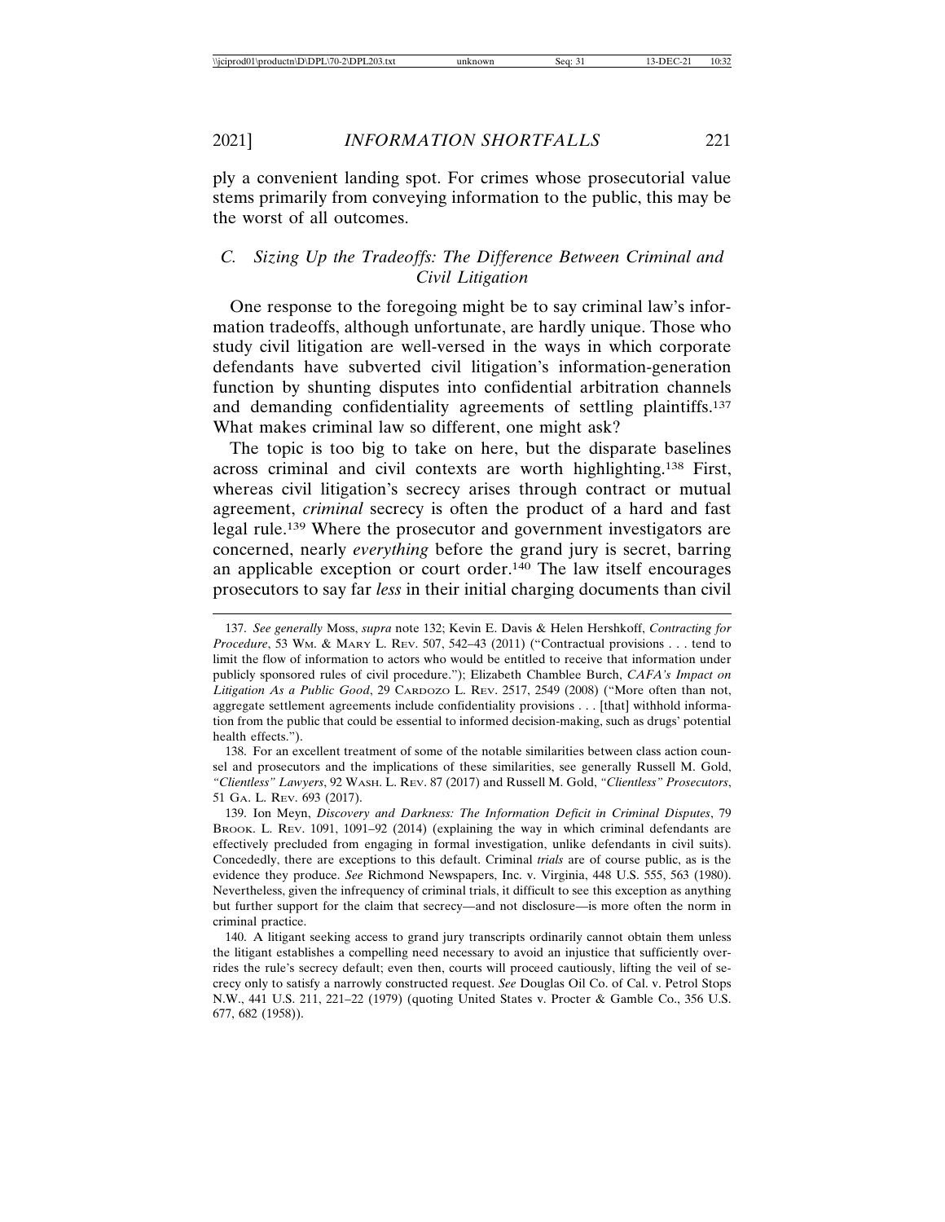ply a convenient landing spot. For crimes whose prosecutorial value stems primarily from conveying information to the public, this may be the worst of all outcomes.

### C. *Sizing Up the Tradeoffs: The Difference Between Criminal and Civil Litigation*

One response to the foregoing might be to say criminal law's information tradeoffs, although unfortunate, are hardly unique. Those who study civil litigation are well-versed in the ways in which corporate defendants have subverted civil litigation's information-generation function by shunting disputes into confidential arbitration channels and demanding confidentiality agreements of settling plaintiffs.[137] What makes criminal law so different, one might ask?

The topic is too big to take on here, but the disparate baselines across criminal and civil contexts are worth highlighting.[138] First, whereas civil litigation's secrecy arises through contract or mutual agreement, *criminal* secrecy is often the product of a hard and fast legal rule.[139] Where the prosecutor and government investigators are concerned, nearly *everything* before the grand jury is secret, barring an applicable exception or court order.[140] The law itself encourages prosecutors to say far *less* in their initial charging documents than civil

---

137. *See generally* Moss, *supra* note 132; Kevin E. Davis & Helen Hershkoff, *Contracting for Procedure*, 53 WM. & MARY L. REV. 507, 542–43 (2011) ("Contractual provisions . . . tend to limit the flow of information to actors who would be entitled to receive that information under publicly sponsored rules of civil procedure."); Elizabeth Chamblee Burch, *CAFA's Impact on Litigation As a Public Good*, 29 CARDOZO L. REV. 2517, 2549 (2008) ("More often than not, aggregate settlement agreements include confidentiality provisions . . . [that] withhold information from the public that could be essential to informed decision-making, such as drugs' potential health effects.").

138. For an excellent treatment of some of the notable similarities between class action counsel and prosecutors and the implications of these similarities, see generally Russell M. Gold, *"Clientless" Lawyers*, 92 WASH. L. REV. 87 (2017) and Russell M. Gold, *"Clientless" Prosecutors*, 51 GA. L. REV. 693 (2017).

139. Ion Meyn, *Discovery and Darkness: The Information Deficit in Criminal Disputes*, 79 BROOK. L. REV. 1091, 1091–92 (2014) (explaining the way in which criminal defendants are effectively precluded from engaging in formal investigation, unlike defendants in civil suits). Concededly, there are exceptions to this default. Criminal *trials* are of course public, as is the evidence they produce. *See* Richmond Newspapers, Inc. v. Virginia, 448 U.S. 555, 563 (1980). Nevertheless, given the infrequency of criminal trials, it difficult to see this exception as anything but further support for the claim that secrecy—and not disclosure—is more often the norm in criminal practice.

140. A litigant seeking access to grand jury transcripts ordinarily cannot obtain them unless the litigant establishes a compelling need necessary to avoid an injustice that sufficiently overrides the rule's secrecy default; even then, courts will proceed cautiously, lifting the veil of secrecy only to satisfy a narrowly constructed request. *See* Douglas Oil Co. of Cal. v. Petrol Stops N.W., 441 U.S. 211, 221–22 (1979) (quoting United States v. Procter & Gamble Co., 356 U.S. 677, 682 (1958)).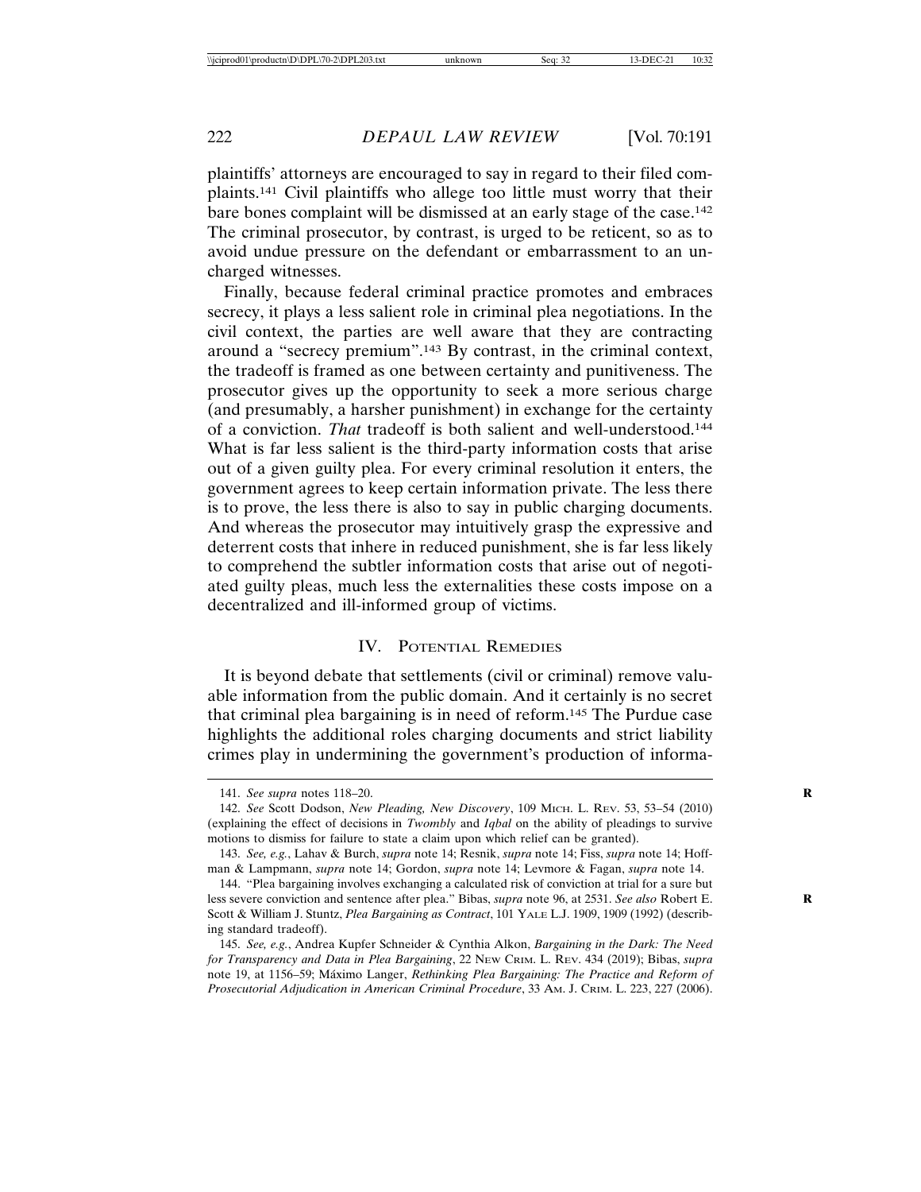plaintiffs' attorneys are encouraged to say in regard to their filed complaints.[141] Civil plaintiffs who allege too little must worry that their bare bones complaint will be dismissed at an early stage of the case.[142] The criminal prosecutor, by contrast, is urged to be reticent, so as to avoid undue pressure on the defendant or embarrassment to an uncharged witnesses.

Finally, because federal criminal practice promotes and embraces secrecy, it plays a less salient role in criminal plea negotiations. In the civil context, the parties are well aware that they are contracting around a "secrecy premium".[143] By contrast, in the criminal context, the tradeoff is framed as one between certainty and punitiveness. The prosecutor gives up the opportunity to seek a more serious charge (and presumably, a harsher punishment) in exchange for the certainty of a conviction. *That* tradeoff is both salient and well-understood.[144] What is far less salient is the third-party information costs that arise out of a given guilty plea. For every criminal resolution it enters, the government agrees to keep certain information private. The less there is to prove, the less there is also to say in public charging documents. And whereas the prosecutor may intuitively grasp the expressive and deterrent costs that inhere in reduced punishment, she is far less likely to comprehend the subtler information costs that arise out of negotiated guilty pleas, much less the externalities these costs impose on a decentralized and ill-informed group of victims.

## IV. Potential Remedies

It is beyond debate that settlements (civil or criminal) remove valuable information from the public domain. And it certainly is no secret that criminal plea bargaining is in need of reform.[145] The Purdue case highlights the additional roles charging documents and strict liability crimes play in undermining the government's production of informa-

---

141. *See supra* notes 118–20.

142. *See* Scott Dodson, *New Pleading, New Discovery*, 109 Mich. L. Rev. 53, 53–54 (2010) (explaining the effect of decisions in *Twombly* and *Iqbal* on the ability of pleadings to survive motions to dismiss for failure to state a claim upon which relief can be granted).

143. *See, e.g.*, Lahav & Burch, *supra* note 14; Resnik, *supra* note 14; Fiss, *supra* note 14; Hoffman & Lampmann, *supra* note 14; Gordon, *supra* note 14; Levmore & Fagan, *supra* note 14.

144. "Plea bargaining involves exchanging a calculated risk of conviction at trial for a sure but less severe conviction and sentence after plea." Bibas, *supra* note 96, at 2531. *See also* Robert E. Scott & William J. Stuntz, *Plea Bargaining as Contract*, 101 Yale L.J. 1909, 1909 (1992) (describing standard tradeoff).

145. *See, e.g.*, Andrea Kupfer Schneider & Cynthia Alkon, *Bargaining in the Dark: The Need for Transparency and Data in Plea Bargaining*, 22 New Crim. L. Rev. 434 (2019); Bibas, *supra* note 19, at 1156–59; Máximo Langer, *Rethinking Plea Bargaining: The Practice and Reform of Prosecutorial Adjudication in American Criminal Procedure*, 33 Am. J. Crim. L. 223, 227 (2006).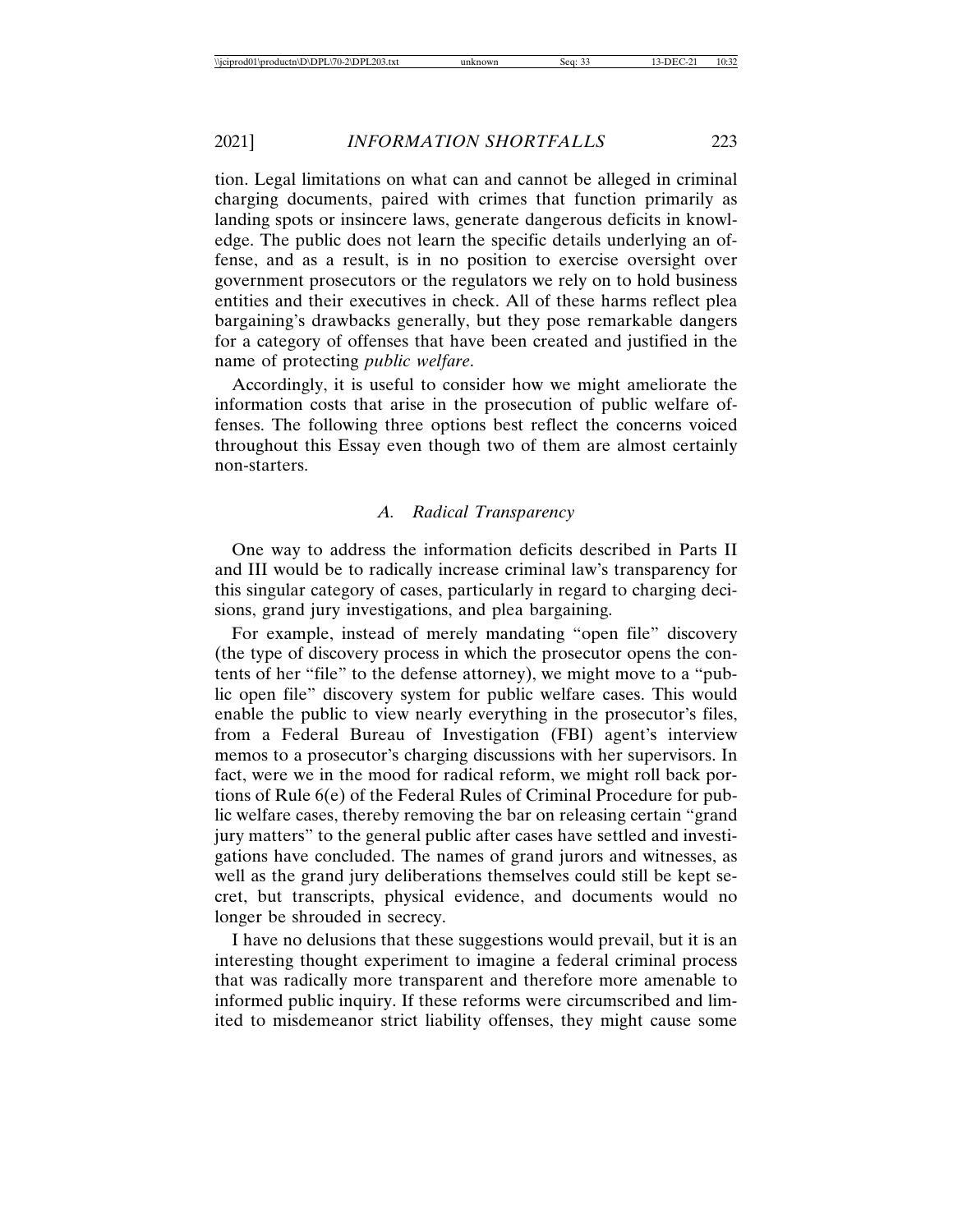tion. Legal limitations on what can and cannot be alleged in criminal charging documents, paired with crimes that function primarily as landing spots or insincere laws, generate dangerous deficits in knowledge. The public does not learn the specific details underlying an offense, and as a result, is in no position to exercise oversight over government prosecutors or the regulators we rely on to hold business entities and their executives in check. All of these harms reflect plea bargaining's drawbacks generally, but they pose remarkable dangers for a category of offenses that have been created and justified in the name of protecting *public welfare*.

Accordingly, it is useful to consider how we might ameliorate the information costs that arise in the prosecution of public welfare offenses. The following three options best reflect the concerns voiced throughout this Essay even though two of them are almost certainly non-starters.

### *A. Radical Transparency*

One way to address the information deficits described in Parts II and III would be to radically increase criminal law's transparency for this singular category of cases, particularly in regard to charging decisions, grand jury investigations, and plea bargaining.

For example, instead of merely mandating "open file" discovery (the type of discovery process in which the prosecutor opens the contents of her "file" to the defense attorney), we might move to a "public open file" discovery system for public welfare cases. This would enable the public to view nearly everything in the prosecutor's files, from a Federal Bureau of Investigation (FBI) agent's interview memos to a prosecutor's charging discussions with her supervisors. In fact, were we in the mood for radical reform, we might roll back portions of Rule 6(e) of the Federal Rules of Criminal Procedure for public welfare cases, thereby removing the bar on releasing certain "grand jury matters" to the general public after cases have settled and investigations have concluded. The names of grand jurors and witnesses, as well as the grand jury deliberations themselves could still be kept secret, but transcripts, physical evidence, and documents would no longer be shrouded in secrecy.

I have no delusions that these suggestions would prevail, but it is an interesting thought experiment to imagine a federal criminal process that was radically more transparent and therefore more amenable to informed public inquiry. If these reforms were circumscribed and limited to misdemeanor strict liability offenses, they might cause some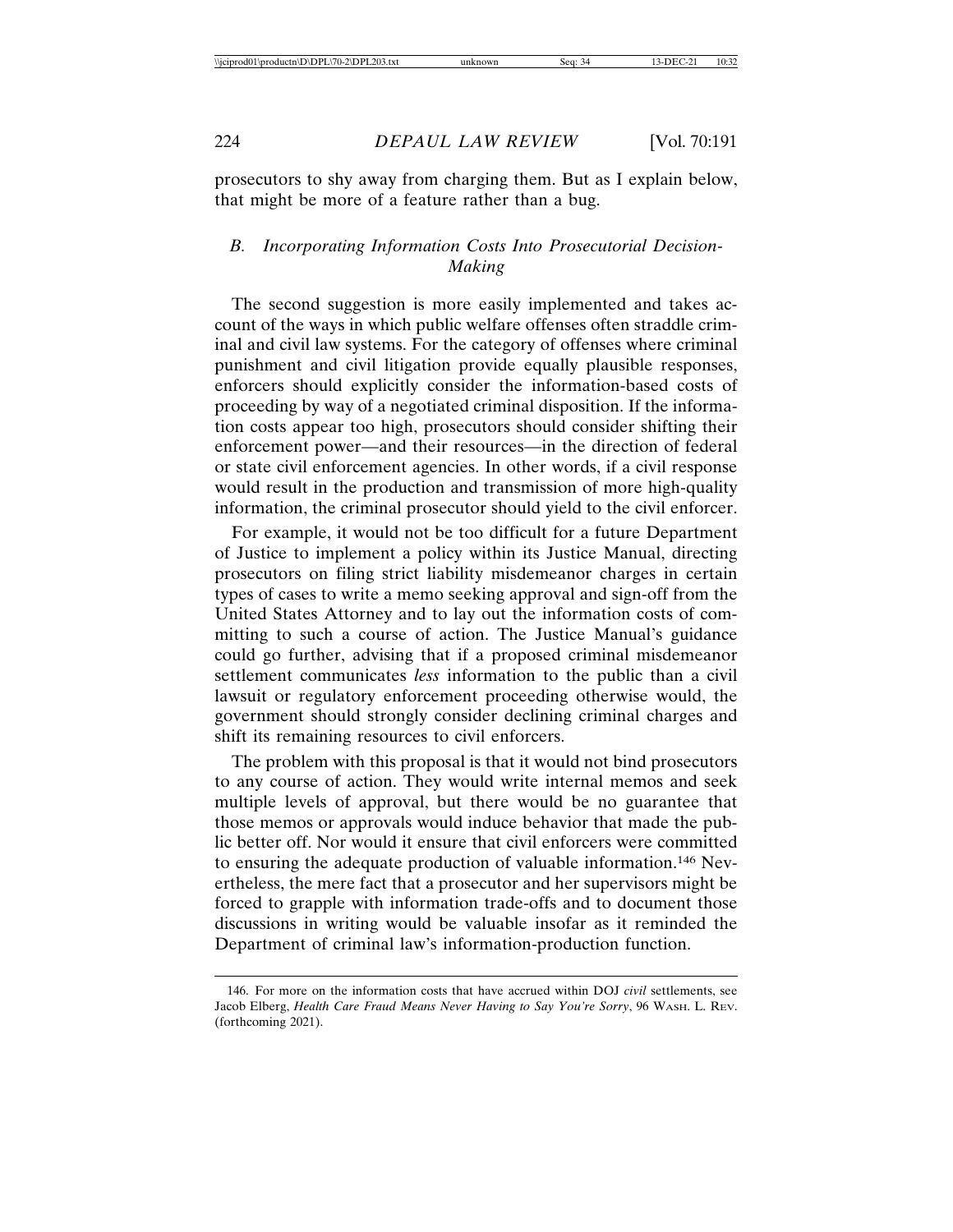prosecutors to shy away from charging them. But as I explain below, that might be more of a feature rather than a bug.

### *B. Incorporating Information Costs Into Prosecutorial Decision-Making*

The second suggestion is more easily implemented and takes account of the ways in which public welfare offenses often straddle criminal and civil law systems. For the category of offenses where criminal punishment and civil litigation provide equally plausible responses, enforcers should explicitly consider the information-based costs of proceeding by way of a negotiated criminal disposition. If the information costs appear too high, prosecutors should consider shifting their enforcement power—and their resources—in the direction of federal or state civil enforcement agencies. In other words, if a civil response would result in the production and transmission of more high-quality information, the criminal prosecutor should yield to the civil enforcer.

For example, it would not be too difficult for a future Department of Justice to implement a policy within its Justice Manual, directing prosecutors on filing strict liability misdemeanor charges in certain types of cases to write a memo seeking approval and sign-off from the United States Attorney and to lay out the information costs of committing to such a course of action. The Justice Manual's guidance could go further, advising that if a proposed criminal misdemeanor settlement communicates *less* information to the public than a civil lawsuit or regulatory enforcement proceeding otherwise would, the government should strongly consider declining criminal charges and shift its remaining resources to civil enforcers.

The problem with this proposal is that it would not bind prosecutors to any course of action. They would write internal memos and seek multiple levels of approval, but there would be no guarantee that those memos or approvals would induce behavior that made the public better off. Nor would it ensure that civil enforcers were committed to ensuring the adequate production of valuable information.[146] Nevertheless, the mere fact that a prosecutor and her supervisors might be forced to grapple with information trade-offs and to document those discussions in writing would be valuable insofar as it reminded the Department of criminal law's information-production function.

146. For more on the information costs that have accrued within DOJ *civil* settlements, see Jacob Elberg, *Health Care Fraud Means Never Having to Say You're Sorry*, 96 WASH. L. REV. (forthcoming 2021).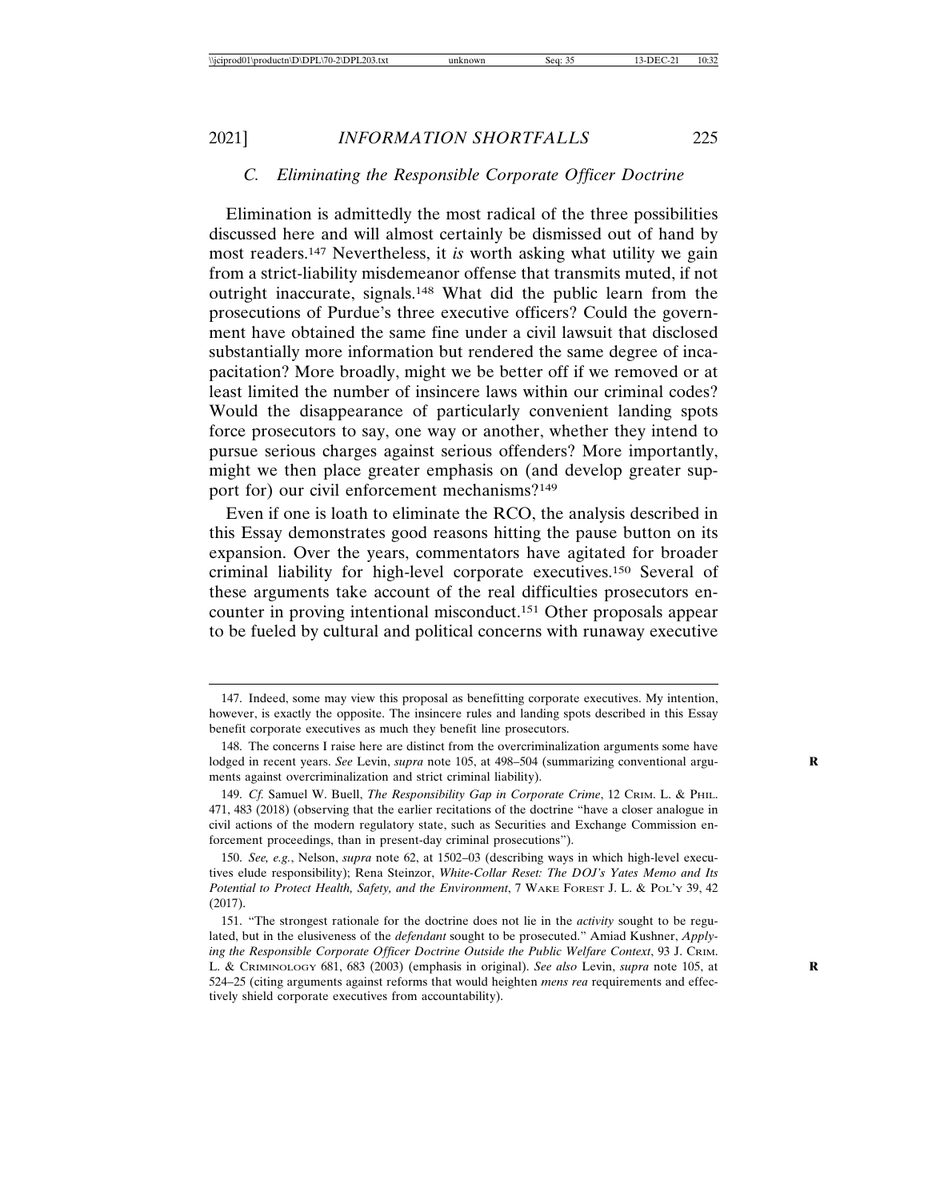### C. *Eliminating the Responsible Corporate Officer Doctrine*

Elimination is admittedly the most radical of the three possibilities discussed here and will almost certainly be dismissed out of hand by most readers.[147] Nevertheless, it *is* worth asking what utility we gain from a strict-liability misdemeanor offense that transmits muted, if not outright inaccurate, signals.[148] What did the public learn from the prosecutions of Purdue's three executive officers? Could the government have obtained the same fine under a civil lawsuit that disclosed substantially more information but rendered the same degree of incapacitation? More broadly, might we be better off if we removed or at least limited the number of insincere laws within our criminal codes? Would the disappearance of particularly convenient landing spots force prosecutors to say, one way or another, whether they intend to pursue serious charges against serious offenders? More importantly, might we then place greater emphasis on (and develop greater support for) our civil enforcement mechanisms?[149]

Even if one is loath to eliminate the RCO, the analysis described in this Essay demonstrates good reasons hitting the pause button on its expansion. Over the years, commentators have agitated for broader criminal liability for high-level corporate executives.[150] Several of these arguments take account of the real difficulties prosecutors encounter in proving intentional misconduct.[151] Other proposals appear to be fueled by cultural and political concerns with runaway executive

---

147. Indeed, some may view this proposal as benefitting corporate executives. My intention, however, is exactly the opposite. The insincere rules and landing spots described in this Essay benefit corporate executives as much they benefit line prosecutors.

148. The concerns I raise here are distinct from the overcriminalization arguments some have lodged in recent years. *See* Levin, *supra* note 105, at 498–504 (summarizing conventional arguments against overcriminalization and strict criminal liability).

149. *Cf.* Samuel W. Buell, *The Responsibility Gap in Corporate Crime*, 12 CRIM. L. & PHIL. 471, 483 (2018) (observing that the earlier recitations of the doctrine "have a closer analogue in civil actions of the modern regulatory state, such as Securities and Exchange Commission enforcement proceedings, than in present-day criminal prosecutions").

150. *See, e.g.*, Nelson, *supra* note 62, at 1502–03 (describing ways in which high-level executives elude responsibility); Rena Steinzor, *White-Collar Reset: The DOJ's Yates Memo and Its Potential to Protect Health, Safety, and the Environment*, 7 WAKE FOREST J. L. & POL'Y 39, 42 (2017).

151. "The strongest rationale for the doctrine does not lie in the *activity* sought to be regulated, but in the elusiveness of the *defendant* sought to be prosecuted." Amiad Kushner, *Applying the Responsible Corporate Officer Doctrine Outside the Public Welfare Context*, 93 J. CRIM. L. & CRIMINOLOGY 681, 683 (2003) (emphasis in original). *See also* Levin, *supra* note 105, at 524–25 (citing arguments against reforms that would heighten *mens rea* requirements and effectively shield corporate executives from accountability).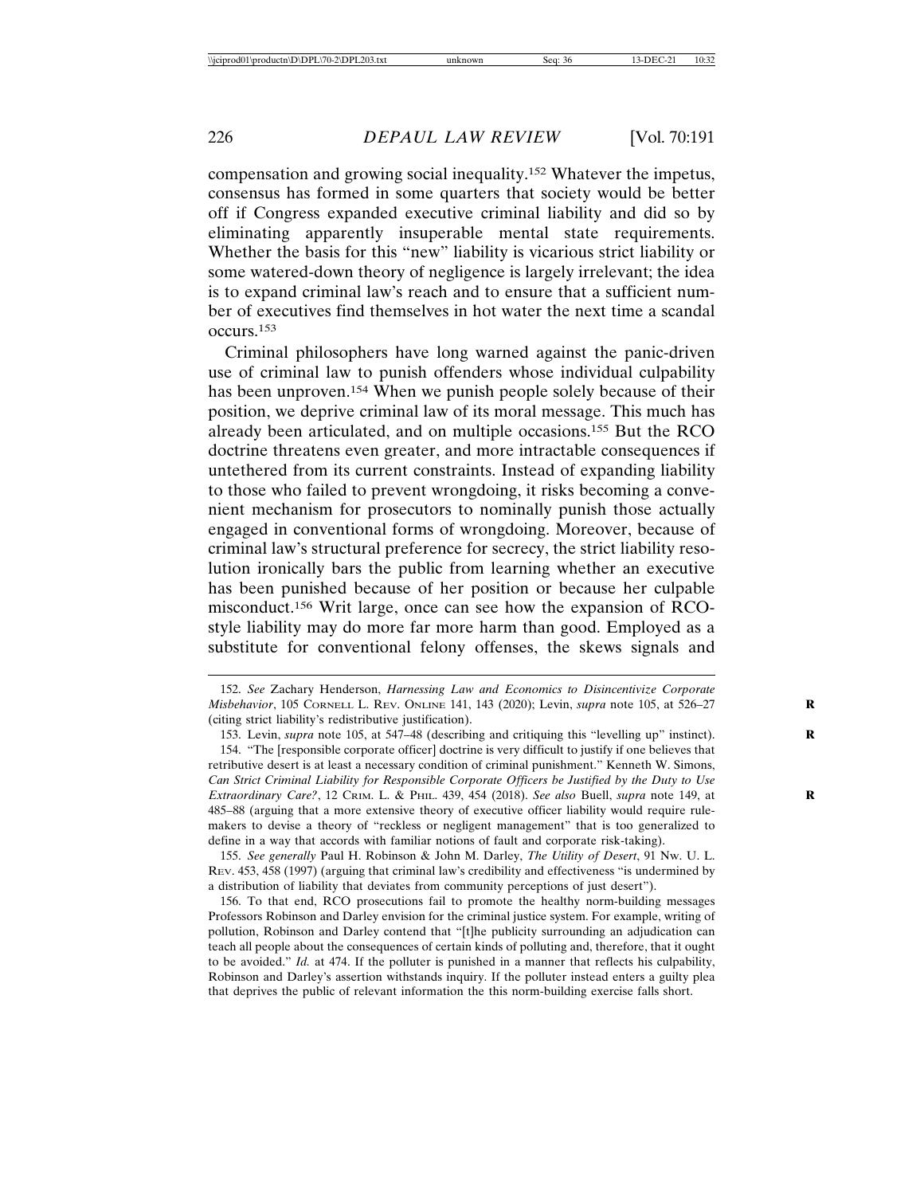compensation and growing social inequality.[152] Whatever the impetus, consensus has formed in some quarters that society would be better off if Congress expanded executive criminal liability and did so by eliminating apparently insuperable mental state requirements. Whether the basis for this "new" liability is vicarious strict liability or some watered-down theory of negligence is largely irrelevant; the idea is to expand criminal law's reach and to ensure that a sufficient number of executives find themselves in hot water the next time a scandal occurs.[153]

Criminal philosophers have long warned against the panic-driven use of criminal law to punish offenders whose individual culpability has been unproven.[154] When we punish people solely because of their position, we deprive criminal law of its moral message. This much has already been articulated, and on multiple occasions.[155] But the RCO doctrine threatens even greater, and more intractable consequences if untethered from its current constraints. Instead of expanding liability to those who failed to prevent wrongdoing, it risks becoming a convenient mechanism for prosecutors to nominally punish those actually engaged in conventional forms of wrongdoing. Moreover, because of criminal law's structural preference for secrecy, the strict liability resolution ironically bars the public from learning whether an executive has been punished because of her position or because her culpable misconduct.[156] Writ large, once can see how the expansion of RCO-style liability may do more far more harm than good. Employed as a substitute for conventional felony offenses, the skews signals and

152. *See* Zachary Henderson, *Harnessing Law and Economics to Disincentivize Corporate Misbehavior*, 105 CORNELL L. REV. ONLINE 141, 143 (2020); Levin, *supra* note 105, at 526–27 (citing strict liability's redistributive justification).

153. Levin, *supra* note 105, at 547–48 (describing and critiquing this "levelling up" instinct).

154. "The [responsible corporate officer] doctrine is very difficult to justify if one believes that retributive desert is at least a necessary condition of criminal punishment." Kenneth W. Simons, *Can Strict Criminal Liability for Responsible Corporate Officers be Justified by the Duty to Use Extraordinary Care?*, 12 CRIM. L. & PHIL. 439, 454 (2018). *See also* Buell, *supra* note 149, at 485–88 (arguing that a more extensive theory of executive officer liability would require rulemakers to devise a theory of "reckless or negligent management" that is too generalized to define in a way that accords with familiar notions of fault and corporate risk-taking).

155. *See generally* Paul H. Robinson & John M. Darley, *The Utility of Desert*, 91 NW. U. L. REV. 453, 458 (1997) (arguing that criminal law's credibility and effectiveness "is undermined by a distribution of liability that deviates from community perceptions of just desert").

156. To that end, RCO prosecutions fail to promote the healthy norm-building messages Professors Robinson and Darley envision for the criminal justice system. For example, writing of pollution, Robinson and Darley contend that "[t]he publicity surrounding an adjudication can teach all people about the consequences of certain kinds of polluting and, therefore, that it ought to be avoided." *Id.* at 474. If the polluter is punished in a manner that reflects his culpability, Robinson and Darley's assertion withstands inquiry. If the polluter instead enters a guilty plea that deprives the public of relevant information the this norm-building exercise falls short.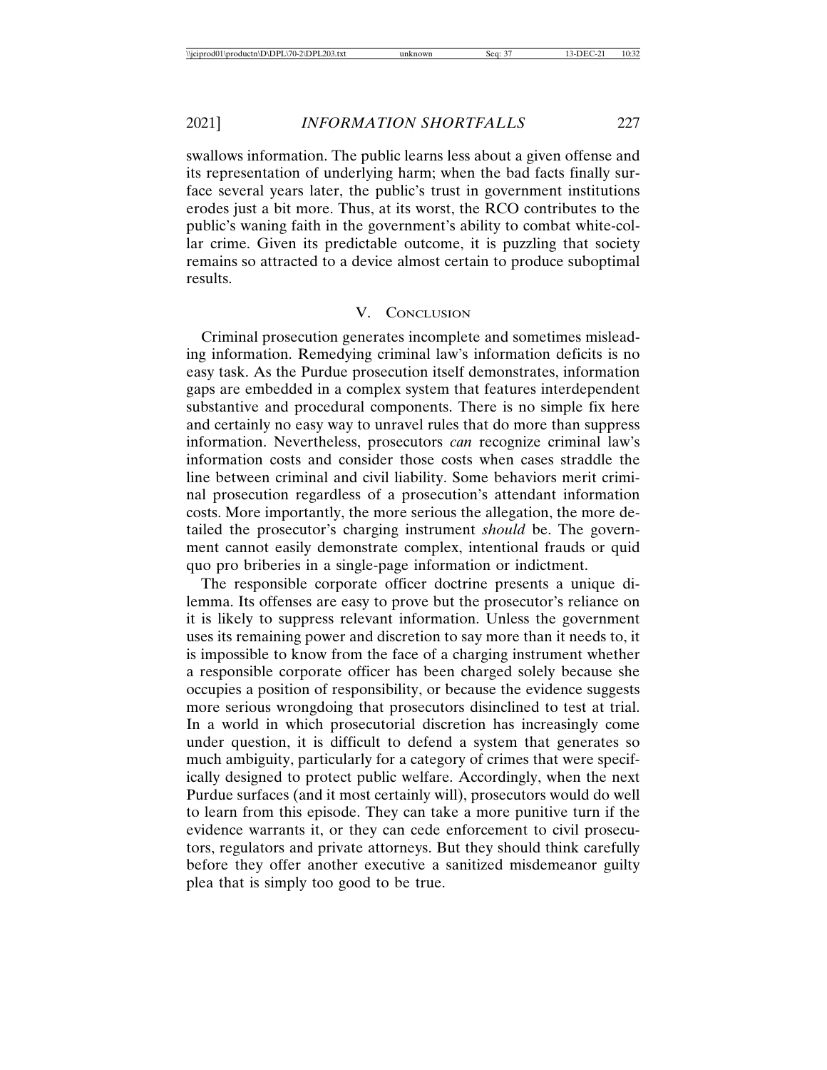swallows information. The public learns less about a given offense and its representation of underlying harm; when the bad facts finally surface several years later, the public's trust in government institutions erodes just a bit more. Thus, at its worst, the RCO contributes to the public's waning faith in the government's ability to combat white-collar crime. Given its predictable outcome, it is puzzling that society remains so attracted to a device almost certain to produce suboptimal results.

## V. Conclusion

Criminal prosecution generates incomplete and sometimes misleading information. Remedying criminal law's information deficits is no easy task. As the Purdue prosecution itself demonstrates, information gaps are embedded in a complex system that features interdependent substantive and procedural components. There is no simple fix here and certainly no easy way to unravel rules that do more than suppress information. Nevertheless, prosecutors *can* recognize criminal law's information costs and consider those costs when cases straddle the line between criminal and civil liability. Some behaviors merit criminal prosecution regardless of a prosecution's attendant information costs. More importantly, the more serious the allegation, the more detailed the prosecutor's charging instrument *should* be. The government cannot easily demonstrate complex, intentional frauds or quid quo pro briberies in a single-page information or indictment.

The responsible corporate officer doctrine presents a unique dilemma. Its offenses are easy to prove but the prosecutor's reliance on it is likely to suppress relevant information. Unless the government uses its remaining power and discretion to say more than it needs to, it is impossible to know from the face of a charging instrument whether a responsible corporate officer has been charged solely because she occupies a position of responsibility, or because the evidence suggests more serious wrongdoing that prosecutors disinclined to test at trial. In a world in which prosecutorial discretion has increasingly come under question, it is difficult to defend a system that generates so much ambiguity, particularly for a category of crimes that were specifically designed to protect public welfare. Accordingly, when the next Purdue surfaces (and it most certainly will), prosecutors would do well to learn from this episode. They can take a more punitive turn if the evidence warrants it, or they can cede enforcement to civil prosecutors, regulators and private attorneys. But they should think carefully before they offer another executive a sanitized misdemeanor guilty plea that is simply too good to be true.